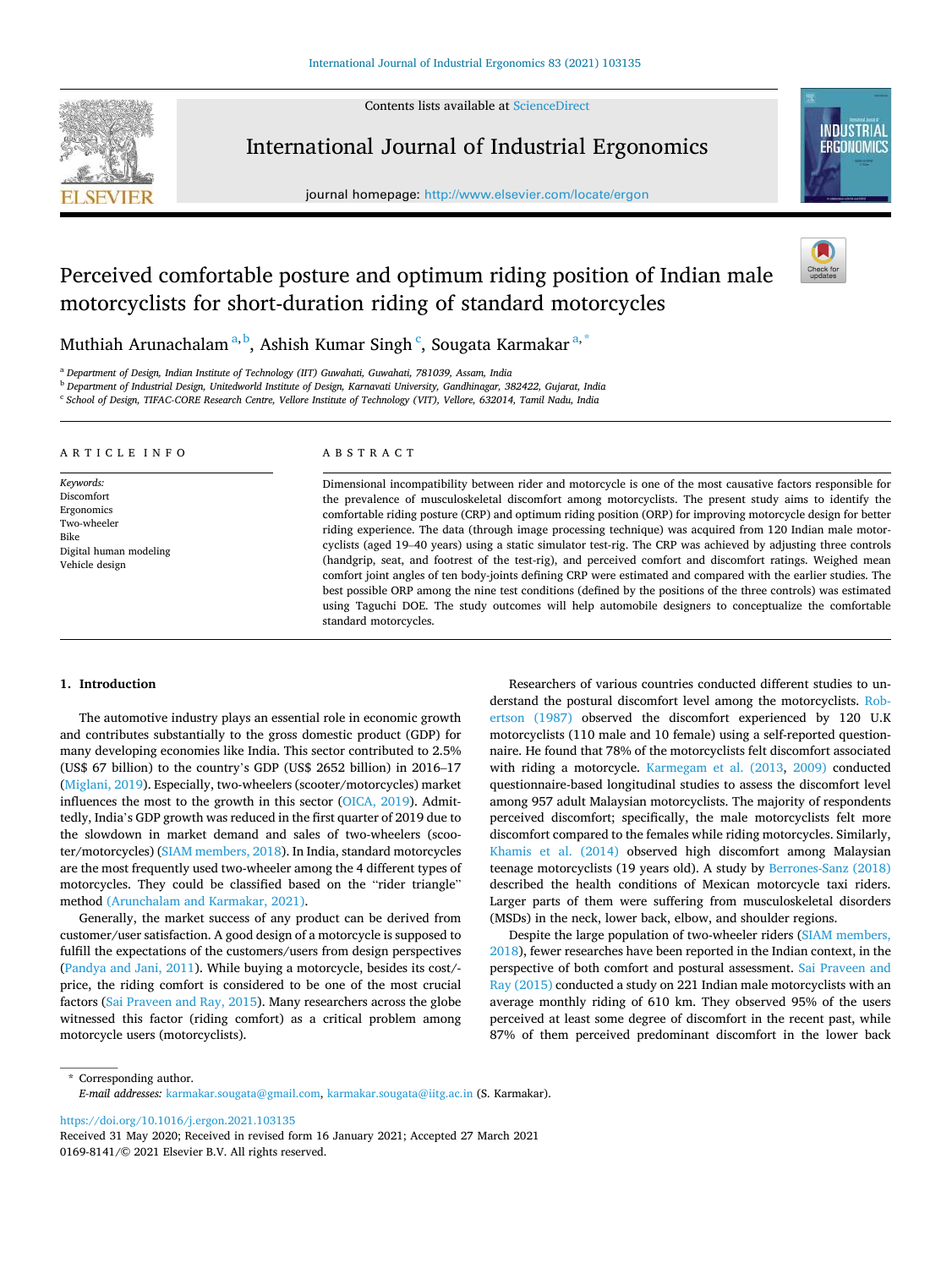# Perceived comfortable posture and optimum riding position of Indian male motorcyclists for short-duration riding of standard motorcycles

Muthiah Arunachalam [a,b], Ashish Kumar Singh [c], Sougata Karmakar [a,*]

[a] Department of Design, Indian Institute of Technology (IIT) Guwahati, Guwahati, 781039, Assam, India
[b] Department of Industrial Design, Unitedworld Institute of Design, Karnavati University, Gandhinagar, 382422, Gujarat, India
[c] School of Design, TIFAC-CORE Research Centre, Vellore Institute of Technology (VIT), Vellore, 632014, Tamil Nadu, India

## ARTICLE INFO

*Keywords:*
Discomfort
Ergonomics
Two-wheeler
Bike
Digital human modeling
Vehicle design

## ABSTRACT

Dimensional incompatibility between rider and motorcycle is one of the most causative factors responsible for the prevalence of musculoskeletal discomfort among motorcyclists. The present study aims to identify the comfortable riding posture (CRP) and optimum riding position (ORP) for improving motorcycle design for better riding experience. The data (through image processing technique) was acquired from 120 Indian male motorcyclists (aged 19–40 years) using a static simulator test-rig. The CRP was achieved by adjusting three controls (handgrip, seat, and footrest of the test-rig), and perceived comfort and discomfort ratings. Weighed mean comfort joint angles of ten body-joints defining CRP were estimated and compared with the earlier studies. The best possible ORP among the nine test conditions (defined by the positions of the three controls) was estimated using Taguchi DOE. The study outcomes will help automobile designers to conceptualize the comfortable standard motorcycles.

## 1. Introduction

The automotive industry plays an essential role in economic growth and contributes substantially to the gross domestic product (GDP) for many developing economies like India. This sector contributed to 2.5% (US$ 67 billion) to the country's GDP (US$ 2652 billion) in 2016–17 (Miglani, 2019). Especially, two-wheelers (scooter/motorcycles) market influences the most to the growth in this sector (OICA, 2019). Admittedly, India's GDP growth was reduced in the first quarter of 2019 due to the slowdown in market demand and sales of two-wheelers (scooter/motorcycles) (SIAM members, 2018). In India, standard motorcycles are the most frequently used two-wheeler among the 4 different types of motorcycles. They could be classified based on the "rider triangle" method (Arunchalam and Karmakar, 2021).

Generally, the market success of any product can be derived from customer/user satisfaction. A good design of a motorcycle is supposed to fulfill the expectations of the customers/users from design perspectives (Pandya and Jani, 2011). While buying a motorcycle, besides its cost/-price, the riding comfort is considered to be one of the most crucial factors (Sai Praveen and Ray, 2015). Many researchers across the globe witnessed this factor (riding comfort) as a critical problem among motorcycle users (motorcyclists).

Researchers of various countries conducted different studies to understand the postural discomfort level among the motorcyclists. Robertson (1987) observed the discomfort experienced by 120 U.K motorcyclists (110 male and 10 female) using a self-reported questionnaire. He found that 78% of the motorcyclists felt discomfort associated with riding a motorcycle. Karmegam et al. (2013, 2009) conducted questionnaire-based longitudinal studies to assess the discomfort level among 957 adult Malaysian motorcyclists. The majority of respondents perceived discomfort; specifically, the male motorcyclists felt more discomfort compared to the females while riding motorcycles. Similarly, Khamis et al. (2014) observed high discomfort among Malaysian teenage motorcyclists (19 years old). A study by Berrones-Sanz (2018) described the health conditions of Mexican motorcycle taxi riders. Larger parts of them were suffering from musculoskeletal disorders (MSDs) in the neck, lower back, elbow, and shoulder regions.

Despite the large population of two-wheeler riders (SIAM members, 2018), fewer researches have been reported in the Indian context, in the perspective of both comfort and postural assessment. Sai Praveen and Ray (2015) conducted a study on 221 Indian male motorcyclists with an average monthly riding of 610 km. They observed 95% of the users perceived at least some degree of discomfort in the recent past, while 87% of them perceived predominant discomfort in the lower back

\* Corresponding author.
*E-mail addresses:* karmakar.sougata@gmail.com, karmakar.sougata@iitg.ac.in (S. Karmakar).

https://doi.org/10.1016/j.ergon.2021.103135
Received 31 May 2020; Received in revised form 16 January 2021; Accepted 27 March 2021
0169-8141/© 2021 Elsevier B.V. All rights reserved.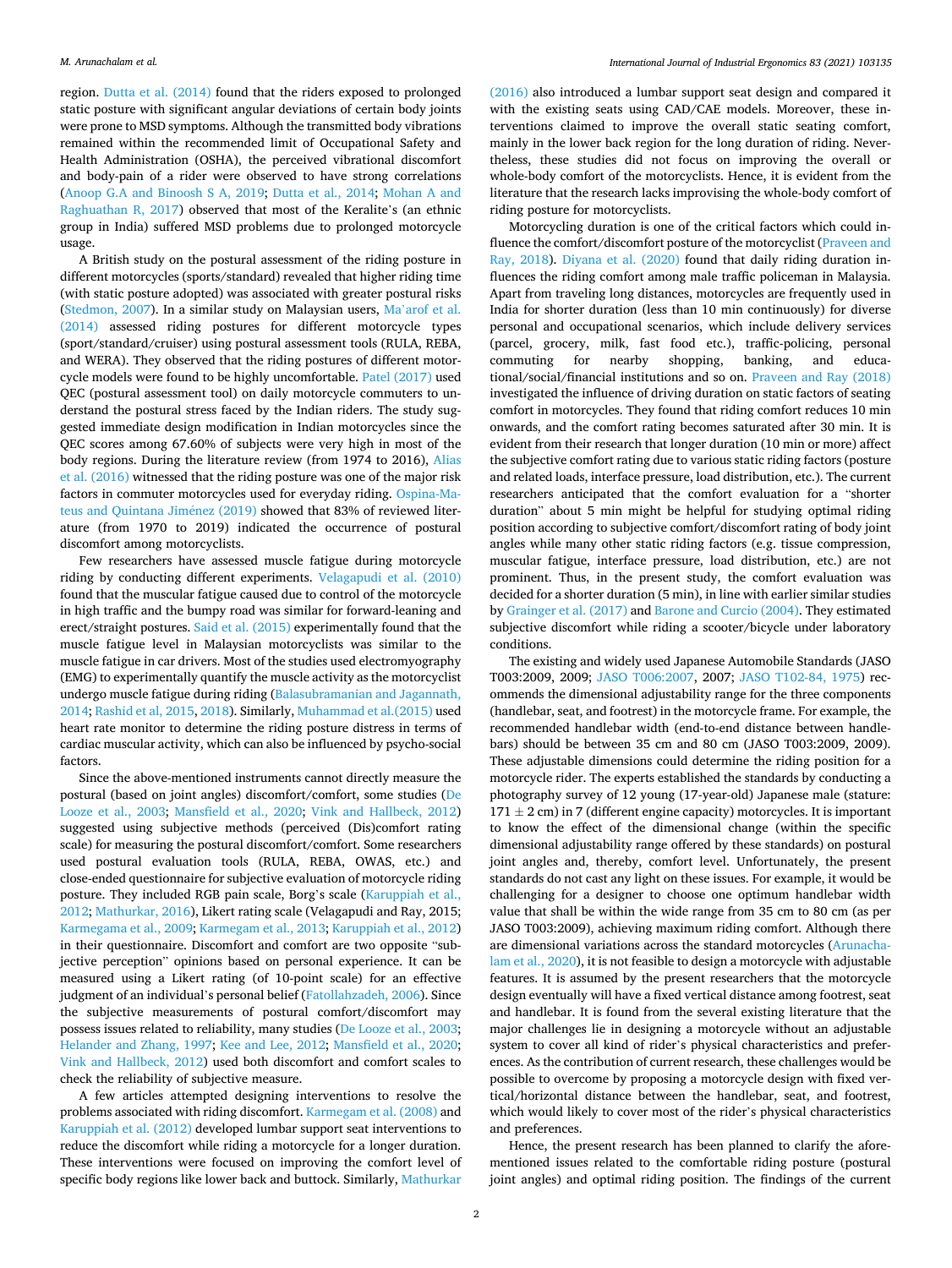region. Dutta et al. (2014) found that the riders exposed to prolonged static posture with significant angular deviations of certain body joints were prone to MSD symptoms. Although the transmitted body vibrations remained within the recommended limit of Occupational Safety and Health Administration (OSHA), the perceived vibrational discomfort and body-pain of a rider were observed to have strong correlations (Anoop G.A and Binoosh S A, 2019; Dutta et al., 2014; Mohan A and Raghuathan R, 2017) observed that most of the Keralite's (an ethnic group in India) suffered MSD problems due to prolonged motorcycle usage.

A British study on the postural assessment of the riding posture in different motorcycles (sports/standard) revealed that higher riding time (with static posture adopted) was associated with greater postural risks (Stedmon, 2007). In a similar study on Malaysian users, Ma'arof et al. (2014) assessed riding postures for different motorcycle types (sport/standard/cruiser) using postural assessment tools (RULA, REBA, and WERA). They observed that the riding postures of different motorcycle models were found to be highly uncomfortable. Patel (2017) used QEC (postural assessment tool) on daily motorcycle commuters to understand the postural stress faced by the Indian riders. The study suggested immediate design modification in Indian motorcycles since the QEC scores among 67.60% of subjects were very high in most of the body regions. During the literature review (from 1974 to 2016), Alias et al. (2016) witnessed that the riding posture was one of the major risk factors in commuter motorcycles used for everyday riding. Ospina-Mateus and Quintana Jiménez (2019) showed that 83% of reviewed literature (from 1970 to 2019) indicated the occurrence of postural discomfort among motorcyclists.

Few researchers have assessed muscle fatigue during motorcycle riding by conducting different experiments. Velagapudi et al. (2010) found that the muscular fatigue caused due to control of the motorcycle in high traffic and the bumpy road was similar for forward-leaning and erect/straight postures. Said et al. (2015) experimentally found that the muscle fatigue level in Malaysian motorcyclists was similar to the muscle fatigue in car drivers. Most of the studies used electromyography (EMG) to experimentally quantify the muscle activity as the motorcyclist undergo muscle fatigue during riding (Balasubramanian and Jagannath, 2014; Rashid et al, 2015, 2018). Similarly, Muhammad et al.(2015) used heart rate monitor to determine the riding posture distress in terms of cardiac muscular activity, which can also be influenced by psycho-social factors.

Since the above-mentioned instruments cannot directly measure the postural (based on joint angles) discomfort/comfort, some studies (De Looze et al., 2003; Mansfield et al., 2020; Vink and Hallbeck, 2012) suggested using subjective methods (perceived (Dis)comfort rating scale) for measuring the postural discomfort/comfort. Some researchers used postural evaluation tools (RULA, REBA, OWAS, etc.) and close-ended questionnaire for subjective evaluation of motorcycle riding posture. They included RGB pain scale, Borg's scale (Karuppiah et al., 2012; Mathurkar, 2016), Likert rating scale (Velagapudi and Ray, 2015; Karmegama et al., 2009; Karmegam et al., 2013; Karuppiah et al., 2012) in their questionnaire. Discomfort and comfort are two opposite "subjective perception" opinions based on personal experience. It can be measured using a Likert rating (of 10-point scale) for an effective judgment of an individual's personal belief (Fatollahzadeh, 2006). Since the subjective measurements of postural comfort/discomfort may possess issues related to reliability, many studies (De Looze et al., 2003; Helander and Zhang, 1997; Kee and Lee, 2012; Mansfield et al., 2020; Vink and Hallbeck, 2012) used both discomfort and comfort scales to check the reliability of subjective measure.

A few articles attempted designing interventions to resolve the problems associated with riding discomfort. Karmegam et al. (2008) and Karuppiah et al. (2012) developed lumbar support seat interventions to reduce the discomfort while riding a motorcycle for a longer duration. These interventions were focused on improving the comfort level of specific body regions like lower back and buttock. Similarly, Mathurkar (2016) also introduced a lumbar support seat design and compared it with the existing seats using CAD/CAE models. Moreover, these interventions claimed to improve the overall static seating comfort, mainly in the lower back region for the long duration of riding. Nevertheless, these studies did not focus on improving the overall or whole-body comfort of the motorcyclists. Hence, it is evident from the literature that the research lacks improvising the whole-body comfort of riding posture for motorcyclists.

Motorcycling duration is one of the critical factors which could influence the comfort/discomfort posture of the motorcyclist (Praveen and Ray, 2018). Diyana et al. (2020) found that daily riding duration influences the riding comfort among male traffic policeman in Malaysia. Apart from traveling long distances, motorcycles are frequently used in India for shorter duration (less than 10 min continuously) for diverse personal and occupational scenarios, which include delivery services (parcel, grocery, milk, fast food etc.), traffic-policing, personal commuting for nearby shopping, banking, and educational/social/financial institutions and so on. Praveen and Ray (2018) investigated the influence of driving duration on static factors of seating comfort in motorcycles. They found that riding comfort reduces 10 min onwards, and the comfort rating becomes saturated after 30 min. It is evident from their research that longer duration (10 min or more) affect the subjective comfort rating due to various static riding factors (posture and related loads, interface pressure, load distribution, etc.). The current researchers anticipated that the comfort evaluation for a "shorter duration" about 5 min might be helpful for studying optimal riding position according to subjective comfort/discomfort rating of body joint angles while many other static riding factors (e.g. tissue compression, muscular fatigue, interface pressure, load distribution, etc.) are not prominent. Thus, in the present study, the comfort evaluation was decided for a shorter duration (5 min), in line with earlier similar studies by Grainger et al. (2017) and Barone and Curcio (2004). They estimated subjective discomfort while riding a scooter/bicycle under laboratory conditions.

The existing and widely used Japanese Automobile Standards (JASO T003:2009, 2009; JASO T006:2007, 2007; JASO T102-84, 1975) recommends the dimensional adjustability range for the three components (handlebar, seat, and footrest) in the motorcycle frame. For example, the recommended handlebar width (end-to-end distance between handlebars) should be between 35 cm and 80 cm (JASO T003:2009, 2009). These adjustable dimensions could determine the riding position for a motorcycle rider. The experts established the standards by conducting a photography survey of 12 young (17-year-old) Japanese male (stature: $171 \pm 2$ cm) in 7 (different engine capacity) motorcycles. It is important to know the effect of the dimensional change (within the specific dimensional adjustability range offered by these standards) on postural joint angles and, thereby, comfort level. Unfortunately, the present standards do not cast any light on these issues. For example, it would be challenging for a designer to choose one optimum handlebar width value that shall be within the wide range from 35 cm to 80 cm (as per JASO T003:2009), achieving maximum riding comfort. Although there are dimensional variations across the standard motorcycles (Arunachalam et al., 2020), it is not feasible to design a motorcycle with adjustable features. It is assumed by the present researchers that the motorcycle design eventually will have a fixed vertical distance among footrest, seat and handlebar. It is found from the several existing literature that the major challenges lie in designing a motorcycle without an adjustable system to cover all kind of rider's physical characteristics and preferences. As the contribution of current research, these challenges would be possible to overcome by proposing a motorcycle design with fixed vertical/horizontal distance between the handlebar, seat, and footrest, which would likely to cover most of the rider's physical characteristics and preferences.

Hence, the present research has been planned to clarify the aforementioned issues related to the comfortable riding posture (postural joint angles) and optimal riding position. The findings of the current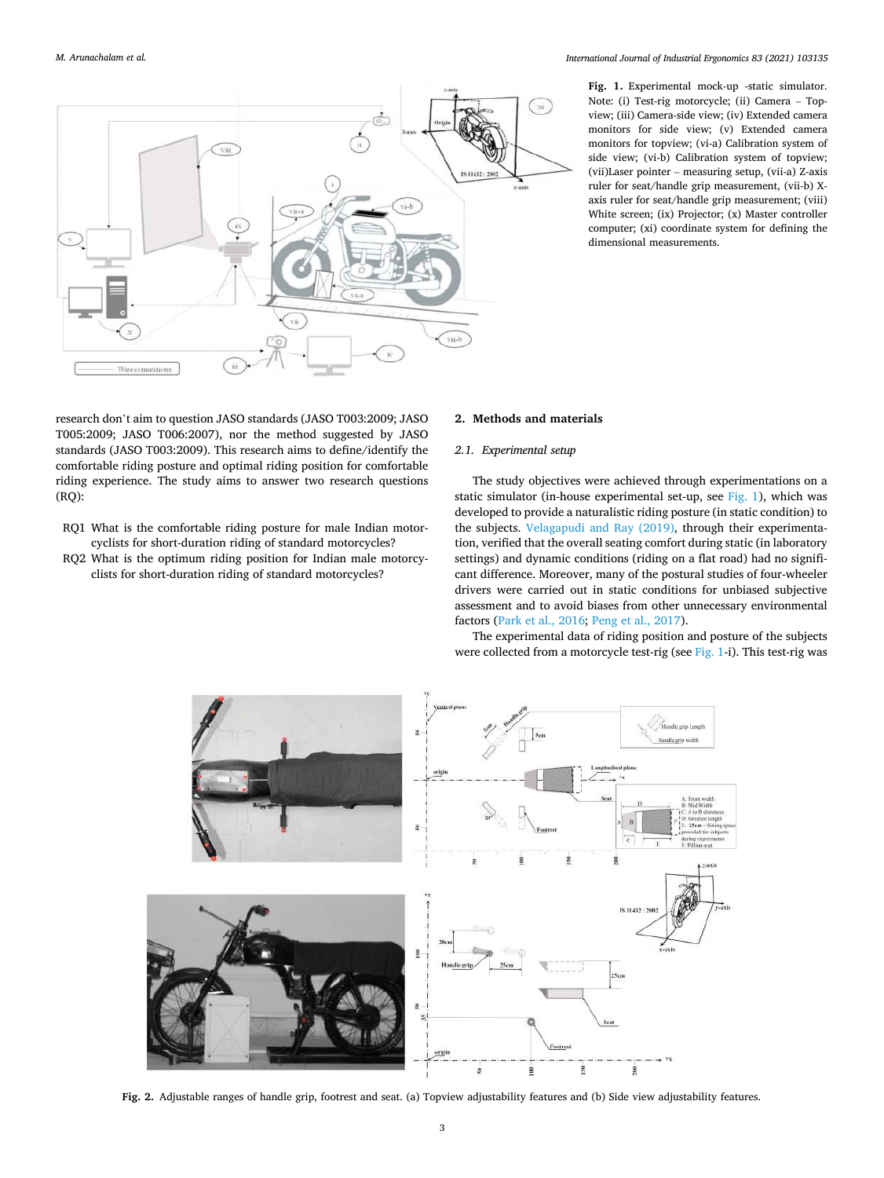Fig. 1. Experimental mock-up -static simulator. Note: (i) Test-rig motorcycle; (ii) Camera – Top-view; (iii) Camera-side view; (iv) Extended camera monitors for side view; (v) Extended camera monitors for topview; (vi-a) Calibration system of side view; (vi-b) Calibration system of topview; (vii)Laser pointer – measuring setup, (vii-a) Z-axis ruler for seat/handle grip measurement, (vii-b) X-axis ruler for seat/handle grip measurement; (viii) White screen; (ix) Projector; (x) Master controller computer; (xi) coordinate system for defining the dimensional measurements.

research don't aim to question JASO standards (JASO T003:2009; JASO T005:2009; JASO T006:2007), nor the method suggested by JASO standards (JASO T003:2009). This research aims to define/identify the comfortable riding posture and optimal riding position for comfortable riding experience. The study aims to answer two research questions (RQ):

- RQ1 What is the comfortable riding posture for male Indian motorcyclists for short-duration riding of standard motorcycles?
- RQ2 What is the optimum riding position for Indian male motorcyclists for short-duration riding of standard motorcycles?

## 2. Methods and materials

### 2.1. Experimental setup

The study objectives were achieved through experimentations on a static simulator (in-house experimental set-up, see Fig. 1), which was developed to provide a naturalistic riding posture (in static condition) to the subjects. Velagapudi and Ray (2019), through their experimentation, verified that the overall seating comfort during static (in laboratory settings) and dynamic conditions (riding on a flat road) had no significant difference. Moreover, many of the postural studies of four-wheeler drivers were carried out in static conditions for unbiased subjective assessment and to avoid biases from other unnecessary environmental factors (Park et al., 2016; Peng et al., 2017).

The experimental data of riding position and posture of the subjects were collected from a motorcycle test-rig (see Fig. 1-i). This test-rig was

Fig. 2. Adjustable ranges of handle grip, footrest and seat. (a) Topview adjustability features and (b) Side view adjustability features.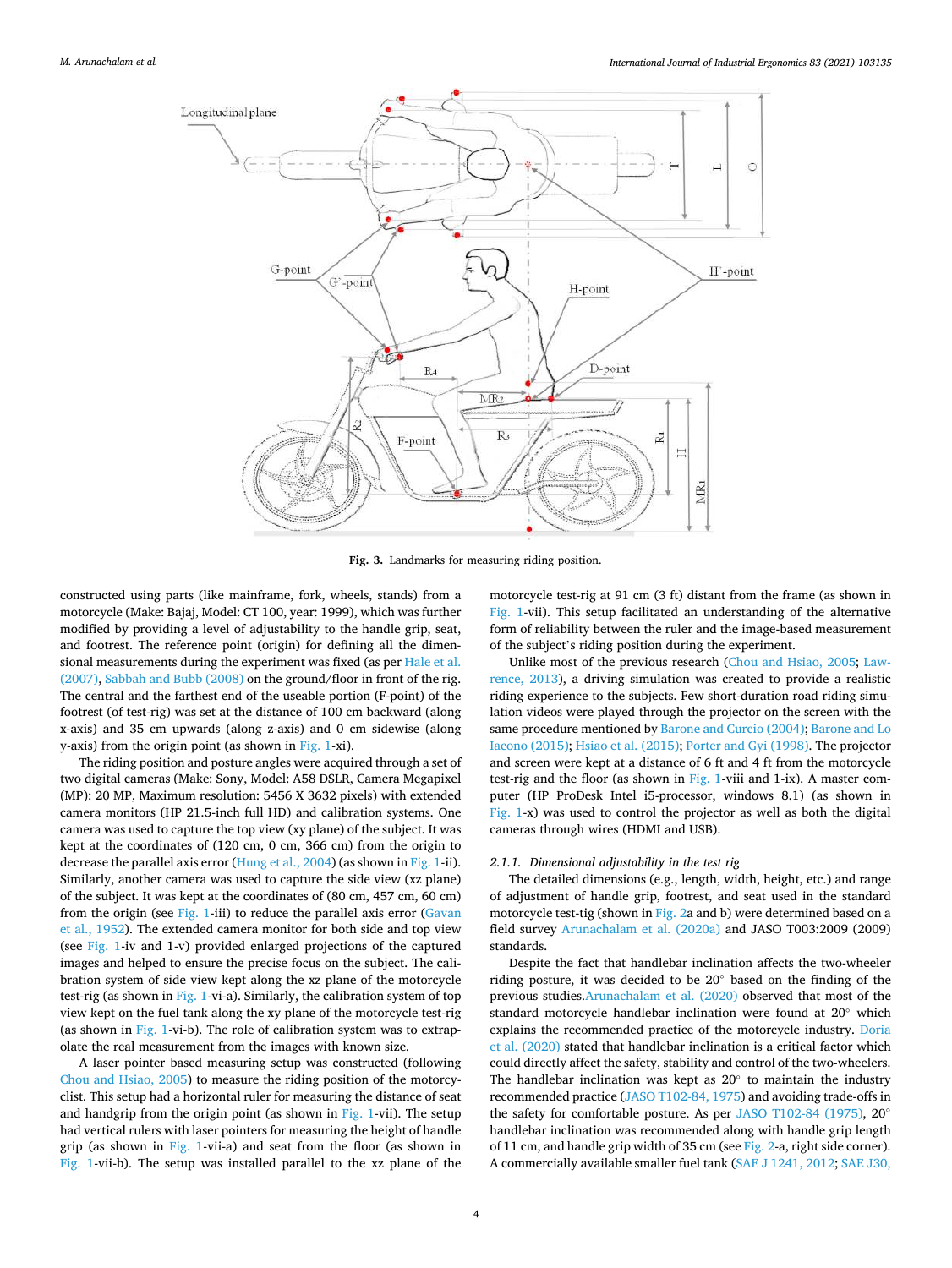Fig. 3. Landmarks for measuring riding position.

constructed using parts (like mainframe, fork, wheels, stands) from a motorcycle (Make: Bajaj, Model: CT 100, year: 1999), which was further modified by providing a level of adjustability to the handle grip, seat, and footrest. The reference point (origin) for defining all the dimensional measurements during the experiment was fixed (as per Hale et al. (2007), Sabbah and Bubb (2008) on the ground/floor in front of the rig. The central and the farthest end of the useable portion (F-point) of the footrest (of test-rig) was set at the distance of 100 cm backward (along x-axis) and 35 cm upwards (along z-axis) and 0 cm sidewise (along y-axis) from the origin point (as shown in Fig. 1-xi).

The riding position and posture angles were acquired through a set of two digital cameras (Make: Sony, Model: A58 DSLR, Camera Megapixel (MP): 20 MP, Maximum resolution: 5456 X 3632 pixels) with extended camera monitors (HP 21.5-inch full HD) and calibration systems. One camera was used to capture the top view (xy plane) of the subject. It was kept at the coordinates of (120 cm, 0 cm, 366 cm) from the origin to decrease the parallel axis error (Hung et al., 2004) (as shown in Fig. 1-ii). Similarly, another camera was used to capture the side view (xz plane) of the subject. It was kept at the coordinates of (80 cm, 457 cm, 60 cm) from the origin (see Fig. 1-iii) to reduce the parallel axis error (Gavan et al., 1952). The extended camera monitor for both side and top view (see Fig. 1-iv and 1-v) provided enlarged projections of the captured images and helped to ensure the precise focus on the subject. The calibration system of side view kept along the xz plane of the motorcycle test-rig (as shown in Fig. 1-vi-a). Similarly, the calibration system of top view kept on the fuel tank along the xy plane of the motorcycle test-rig (as shown in Fig. 1-vi-b). The role of calibration system was to extrapolate the real measurement from the images with known size.

A laser pointer based measuring setup was constructed (following Chou and Hsiao, 2005) to measure the riding position of the motorcyclist. This setup had a horizontal ruler for measuring the distance of seat and handgrip from the origin point (as shown in Fig. 1-vii). The setup had vertical rulers with laser pointers for measuring the height of handle grip (as shown in Fig. 1-vii-a) and seat from the floor (as shown in Fig. 1-vii-b). The setup was installed parallel to the xz plane of the motorcycle test-rig at 91 cm (3 ft) distant from the frame (as shown in Fig. 1-vii). This setup facilitated an understanding of the alternative form of reliability between the ruler and the image-based measurement of the subject`s riding position during the experiment.

Unlike most of the previous research (Chou and Hsiao, 2005; Lawrence, 2013), a driving simulation was created to provide a realistic riding experience to the subjects. Few short-duration road riding simulation videos were played through the projector on the screen with the same procedure mentioned by Barone and Curcio (2004); Barone and Lo Iacono (2015); Hsiao et al. (2015); Porter and Gyi (1998). The projector and screen were kept at a distance of 6 ft and 4 ft from the motorcycle test-rig and the floor (as shown in Fig. 1-viii and 1-ix). A master computer (HP ProDesk Intel i5-processor, windows 8.1) (as shown in Fig. 1-x) was used to control the projector as well as both the digital cameras through wires (HDMI and USB).

### *2.1.1. Dimensional adjustability in the test rig*

The detailed dimensions (e.g., length, width, height, etc.) and range of adjustment of handle grip, footrest, and seat used in the standard motorcycle test-tig (shown in Fig. 2a and b) were determined based on a field survey Arunachalam et al. (2020a) and JASO T003:2009 (2009) standards.

Despite the fact that handlebar inclination affects the two-wheeler riding posture, it was decided to be 20° based on the finding of the previous studies.Arunachalam et al. (2020) observed that most of the standard motorcycle handlebar inclination were found at 20° which explains the recommended practice of the motorcycle industry. Doria et al. (2020) stated that handlebar inclination is a critical factor which could directly affect the safety, stability and control of the two-wheelers. The handlebar inclination was kept as 20° to maintain the industry recommended practice (JASO T102-84, 1975) and avoiding trade-offs in the safety for comfortable posture. As per JASO T102-84 (1975), 20° handlebar inclination was recommended along with handle grip length of 11 cm, and handle grip width of 35 cm (see Fig. 2-a, right side corner). A commercially available smaller fuel tank (SAE J 1241, 2012; SAE J30,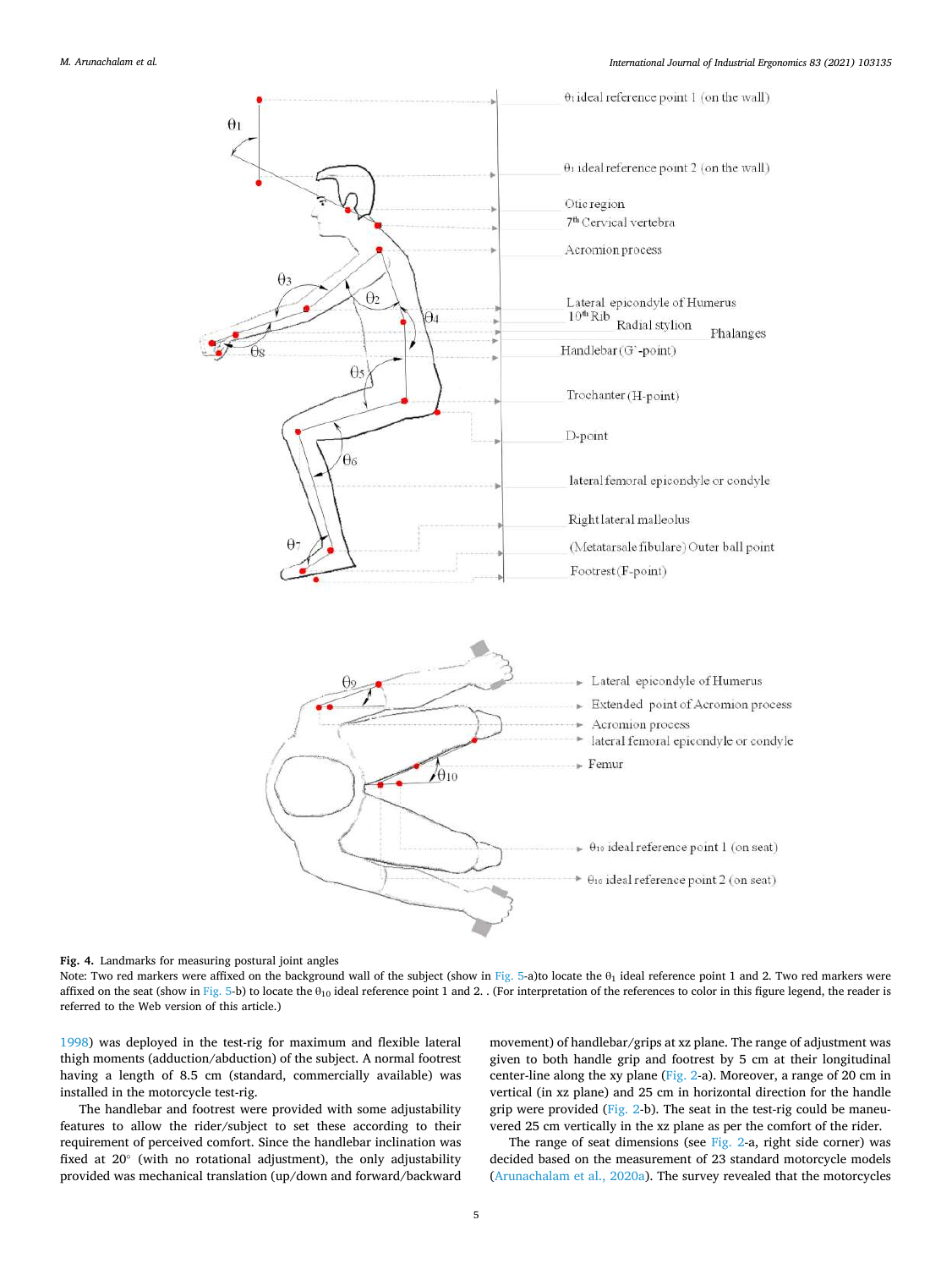**Fig. 4.** Landmarks for measuring postural joint angles

Note: Two red markers were affixed on the background wall of the subject (show in Fig. 5-a)to locate the $\theta_1$ ideal reference point 1 and 2. Two red markers were affixed on the seat (show in Fig. 5-b) to locate the $\theta_{10}$ ideal reference point 1 and 2. . (For interpretation of the references to color in this figure legend, the reader is referred to the Web version of this article.)

1998) was deployed in the test-rig for maximum and flexible lateral thigh moments (adduction/abduction) of the subject. A normal footrest having a length of 8.5 cm (standard, commercially available) was installed in the motorcycle test-rig.

The handlebar and footrest were provided with some adjustability features to allow the rider/subject to set these according to their requirement of perceived comfort. Since the handlebar inclination was fixed at 20° (with no rotational adjustment), the only adjustability provided was mechanical translation (up/down and forward/backward movement) of handlebar/grips at xz plane. The range of adjustment was given to both handle grip and footrest by 5 cm at their longitudinal center-line along the xy plane (Fig. 2-a). Moreover, a range of 20 cm in vertical (in xz plane) and 25 cm in horizontal direction for the handle grip were provided (Fig. 2-b). The seat in the test-rig could be maneuvered 25 cm vertically in the xz plane as per the comfort of the rider.

The range of seat dimensions (see Fig. 2-a, right side corner) was decided based on the measurement of 23 standard motorcycle models (Arunachalam et al., 2020a). The survey revealed that the motorcycles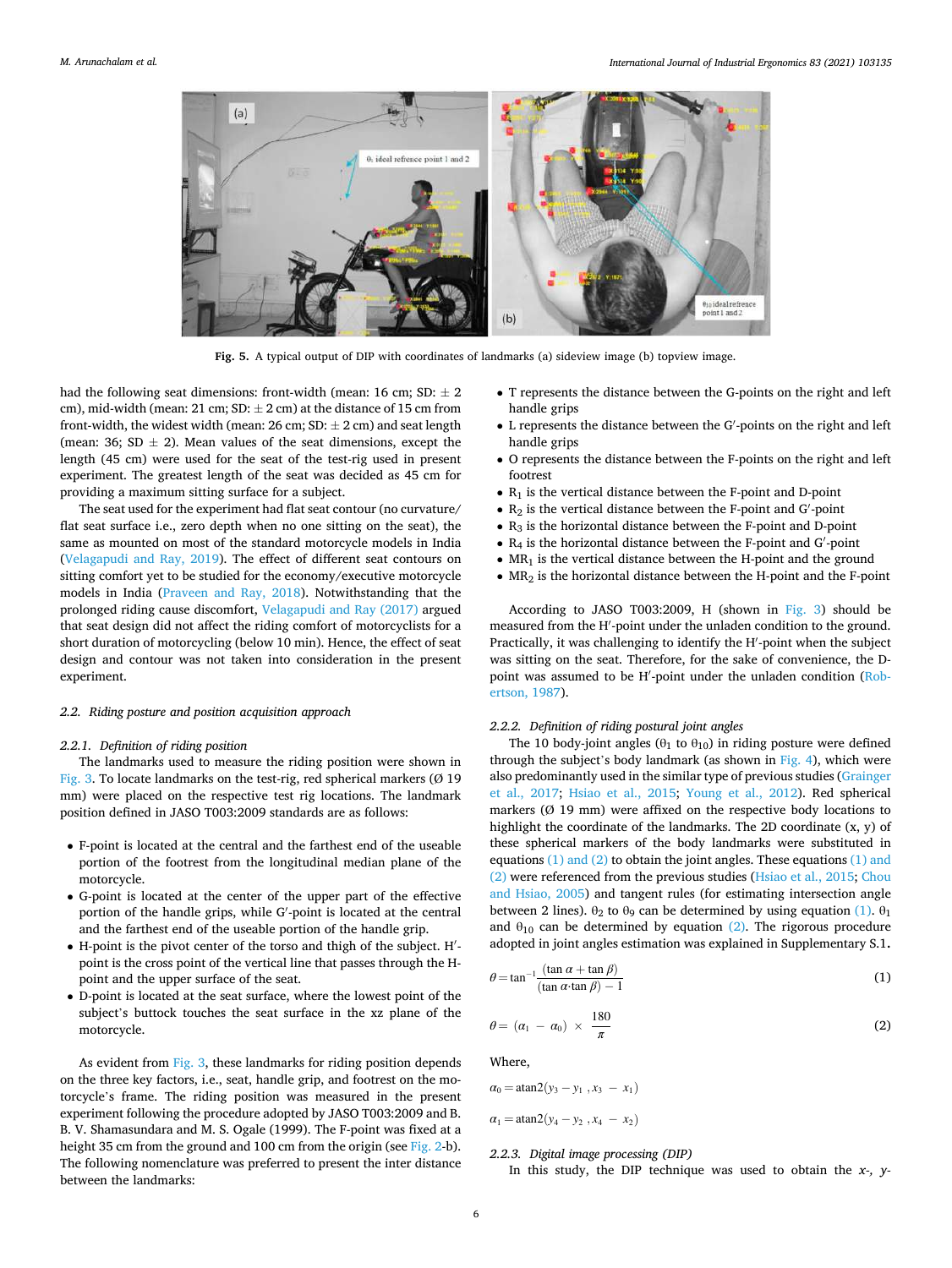Fig. 5. A typical output of DIP with coordinates of landmarks (a) sideview image (b) topview image.

had the following seat dimensions: front-width (mean: 16 cm; SD: ± 2 cm), mid-width (mean: 21 cm; SD: ± 2 cm) at the distance of 15 cm from front-width, the widest width (mean: 26 cm; SD: ± 2 cm) and seat length (mean: 36; SD ± 2). Mean values of the seat dimensions, except the length (45 cm) were used for the seat of the test-rig used in present experiment. The greatest length of the seat was decided as 45 cm for providing a maximum sitting surface for a subject.

The seat used for the experiment had flat seat contour (no curvature/flat seat surface i.e., zero depth when no one sitting on the seat), the same as mounted on most of the standard motorcycle models in India (Velagapudi and Ray, 2019). The effect of different seat contours on sitting comfort yet to be studied for the economy/executive motorcycle models in India (Praveen and Ray, 2018). Notwithstanding that the prolonged riding cause discomfort, Velagapudi and Ray (2017) argued that seat design did not affect the riding comfort of motorcyclists for a short duration of motorcycling (below 10 min). Hence, the effect of seat design and contour was not taken into consideration in the present experiment.

### 2.2. Riding posture and position acquisition approach

#### 2.2.1. Definition of riding position

The landmarks used to measure the riding position were shown in Fig. 3. To locate landmarks on the test-rig, red spherical markers (Ø 19 mm) were placed on the respective test rig locations. The landmark position defined in JASO T003:2009 standards are as follows:

- F-point is located at the central and the farthest end of the useable portion of the footrest from the longitudinal median plane of the motorcycle.
- G-point is located at the center of the upper part of the effective portion of the handle grips, while G′-point is located at the central and the farthest end of the useable portion of the handle grip.
- H-point is the pivot center of the torso and thigh of the subject. H′-point is the cross point of the vertical line that passes through the H-point and the upper surface of the seat.
- D-point is located at the seat surface, where the lowest point of the subject's buttock touches the seat surface in the xz plane of the motorcycle.

As evident from Fig. 3, these landmarks for riding position depends on the three key factors, i.e., seat, handle grip, and footrest on the motorcycle's frame. The riding position was measured in the present experiment following the procedure adopted by JASO T003:2009 and B. B. V. Shamasundara and M. S. Ogale (1999). The F-point was fixed at a height 35 cm from the ground and 100 cm from the origin (see Fig. 2-b). The following nomenclature was preferred to present the inter distance between the landmarks:

- T represents the distance between the G-points on the right and left handle grips
- L represents the distance between the G′-points on the right and left handle grips
- O represents the distance between the F-points on the right and left footrest
- $R_1$ is the vertical distance between the F-point and D-point
- $R_2$ is the vertical distance between the F-point and G′-point
- $R_3$ is the horizontal distance between the F-point and D-point
- $R_4$ is the horizontal distance between the F-point and G′-point
- $MR_1$ is the vertical distance between the H-point and the ground
- $MR_2$ is the horizontal distance between the H-point and the F-point

According to JASO T003:2009, H (shown in Fig. 3) should be measured from the H′-point under the unladen condition to the ground. Practically, it was challenging to identify the H′-point when the subject was sitting on the seat. Therefore, for the sake of convenience, the D-point was assumed to be H′-point under the unladen condition (Robertson, 1987).

#### 2.2.2. Definition of riding postural joint angles

The 10 body-joint angles ($\theta_1$ to $\theta_{10}$) in riding posture were defined through the subject's body landmark (as shown in Fig. 4), which were also predominantly used in the similar type of previous studies (Grainger et al., 2017; Hsiao et al., 2015; Young et al., 2012). Red spherical markers (Ø 19 mm) were affixed on the respective body locations to highlight the coordinate of the landmarks. The 2D coordinate (x, y) of these spherical markers of the body landmarks were substituted in equations (1) and (2) to obtain the joint angles. These equations (1) and (2) were referenced from the previous studies (Hsiao et al., 2015; Chou and Hsiao, 2005) and tangent rules (for estimating intersection angle between 2 lines). $\theta_2$ to $\theta_9$ can be determined by using equation (1). $\theta_1$ and $\theta_{10}$ can be determined by equation (2). The rigorous procedure adopted in joint angles estimation was explained in Supplementary S.1.

$$\theta = \tan^{-1}\frac{(\tan\alpha + \tan\beta)}{(\tan\alpha \cdot \tan\beta) - 1} \tag{1}$$

$$\theta = (\alpha_1 - \alpha_0) \times \frac{180}{\pi} \tag{2}$$

Where,

$$\alpha_0 = \text{atan2}(y_3 - y_1, x_3 - x_1)$$

$$\alpha_1 = \text{atan2}(y_4 - y_2, x_4 - x_2)$$

#### 2.2.3. Digital image processing (DIP)

In this study, the DIP technique was used to obtain the *x*-, *y*-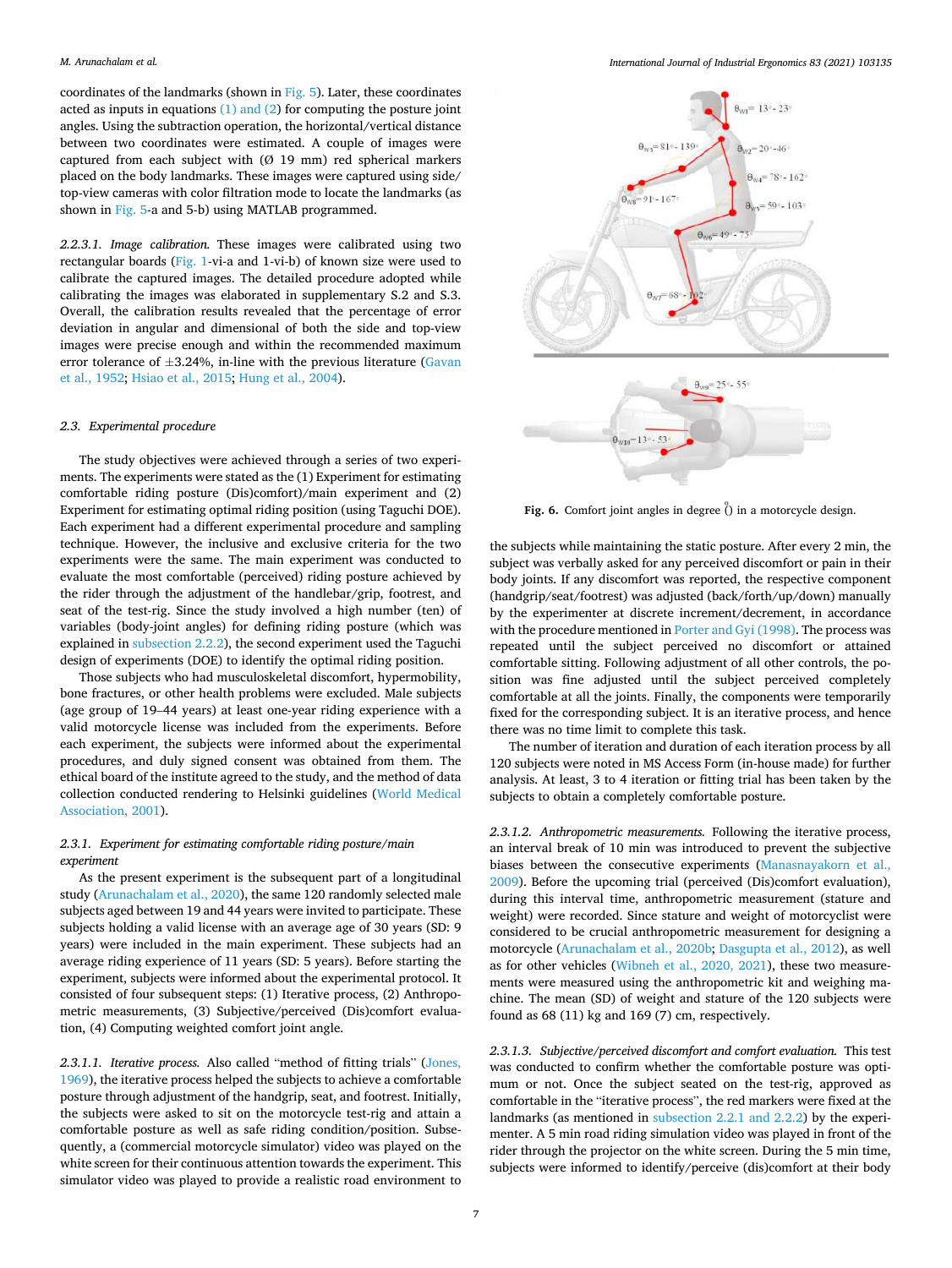coordinates of the landmarks (shown in Fig. 5). Later, these coordinates acted as inputs in equations (1) and (2) for computing the posture joint angles. Using the subtraction operation, the horizontal/vertical distance between two coordinates were estimated. A couple of images were captured from each subject with (Ø 19 mm) red spherical markers placed on the body landmarks. These images were captured using side/top-view cameras with color filtration mode to locate the landmarks (as shown in Fig. 5-a and 5-b) using MATLAB programmed.

*2.2.3.1. Image calibration.* These images were calibrated using two rectangular boards (Fig. 1-vi-a and 1-vi-b) of known size were used to calibrate the captured images. The detailed procedure adopted while calibrating the images was elaborated in supplementary S.2 and S.3. Overall, the calibration results revealed that the percentage of error deviation in angular and dimensional of both the side and top-view images were precise enough and within the recommended maximum error tolerance of ±3.24%, in-line with the previous literature (Gavan et al., 1952; Hsiao et al., 2015; Hung et al., 2004).

### 2.3. Experimental procedure

The study objectives were achieved through a series of two experiments. The experiments were stated as the (1) Experiment for estimating comfortable riding posture (Dis)comfort/main experiment and (2) Experiment for estimating optimal riding position (using Taguchi DOE). Each experiment had a different experimental procedure and sampling technique. However, the inclusive and exclusive criteria for the two experiments were the same. The main experiment was conducted to evaluate the most comfortable (perceived) riding posture achieved by the rider through the adjustment of the handlebar/grip, footrest, and seat of the test-rig. Since the study involved a high number (ten) of variables (body-joint angles) for defining riding posture (which was explained in subsection 2.2.2), the second experiment used the Taguchi design of experiments (DOE) to identify the optimal riding position.

Those subjects who had musculoskeletal discomfort, hypermobility, bone fractures, or other health problems were excluded. Male subjects (age group of 19–44 years) at least one-year riding experience with a valid motorcycle license was included from the experiments. Before each experiment, the subjects were informed about the experimental procedures, and duly signed consent was obtained from them. The ethical board of the institute agreed to the study, and the method of data collection conducted rendering to Helsinki guidelines (World Medical Association, 2001).

#### 2.3.1. Experiment for estimating comfortable riding posture/main experiment

As the present experiment is the subsequent part of a longitudinal study (Arunachalam et al., 2020), the same 120 randomly selected male subjects aged between 19 and 44 years were invited to participate. These subjects holding a valid license with an average age of 30 years (SD: 9 years) were included in the main experiment. These subjects had an average riding experience of 11 years (SD: 5 years). Before starting the experiment, subjects were informed about the experimental protocol. It consisted of four subsequent steps: (1) Iterative process, (2) Anthropometric measurements, (3) Subjective/perceived (Dis)comfort evaluation, (4) Computing weighted comfort joint angle.

*2.3.1.1. Iterative process.* Also called "method of fitting trials" (Jones, 1969), the iterative process helped the subjects to achieve a comfortable posture through adjustment of the handgrip, seat, and footrest. Initially, the subjects were asked to sit on the motorcycle test-rig and attain a comfortable posture as well as safe riding condition/position. Subsequently, a (commercial motorcycle simulator) video was played on the white screen for their continuous attention towards the experiment. This simulator video was played to provide a realistic road environment to the subjects while maintaining the static posture. After every 2 min, the subject was verbally asked for any perceived discomfort or pain in their body joints. If any discomfort was reported, the respective component (handgrip/seat/footrest) was adjusted (back/forth/up/down) manually by the experimenter at discrete increment/decrement, in accordance with the procedure mentioned in Porter and Gyi (1998). The process was repeated until the subject perceived no discomfort or attained comfortable sitting. Following adjustment of all other controls, the position was fine adjusted until the subject perceived completely comfortable at all the joints. Finally, the components were temporarily fixed for the corresponding subject. It is an iterative process, and hence there was no time limit to complete this task.

The number of iteration and duration of each iteration process by all 120 subjects were noted in MS Access Form (in-house made) for further analysis. At least, 3 to 4 iteration or fitting trial has been taken by the subjects to obtain a completely comfortable posture.

Fig. 6. Comfort joint angles in degree (°) in a motorcycle design.

*2.3.1.2. Anthropometric measurements.* Following the iterative process, an interval break of 10 min was introduced to prevent the subjective biases between the consecutive experiments (Manasnayakorn et al., 2009). Before the upcoming trial (perceived (Dis)comfort evaluation), during this interval time, anthropometric measurement (stature and weight) were recorded. Since stature and weight of motorcyclist were considered to be crucial anthropometric measurement for designing a motorcycle (Arunachalam et al., 2020b; Dasgupta et al., 2012), as well as for other vehicles (Wibneh et al., 2020, 2021), these two measurements were measured using the anthropometric kit and weighing machine. The mean (SD) of weight and stature of the 120 subjects were found as 68 (11) kg and 169 (7) cm, respectively.

*2.3.1.3. Subjective/perceived discomfort and comfort evaluation.* This test was conducted to confirm whether the comfortable posture was optimum or not. Once the subject seated on the test-rig, approved as comfortable in the "iterative process", the red markers were fixed at the landmarks (as mentioned in subsection 2.2.1 and 2.2.2) by the experimenter. A 5 min road riding simulation video was played in front of the rider through the projector on the white screen. During the 5 min time, subjects were informed to identify/perceive (dis)comfort at their body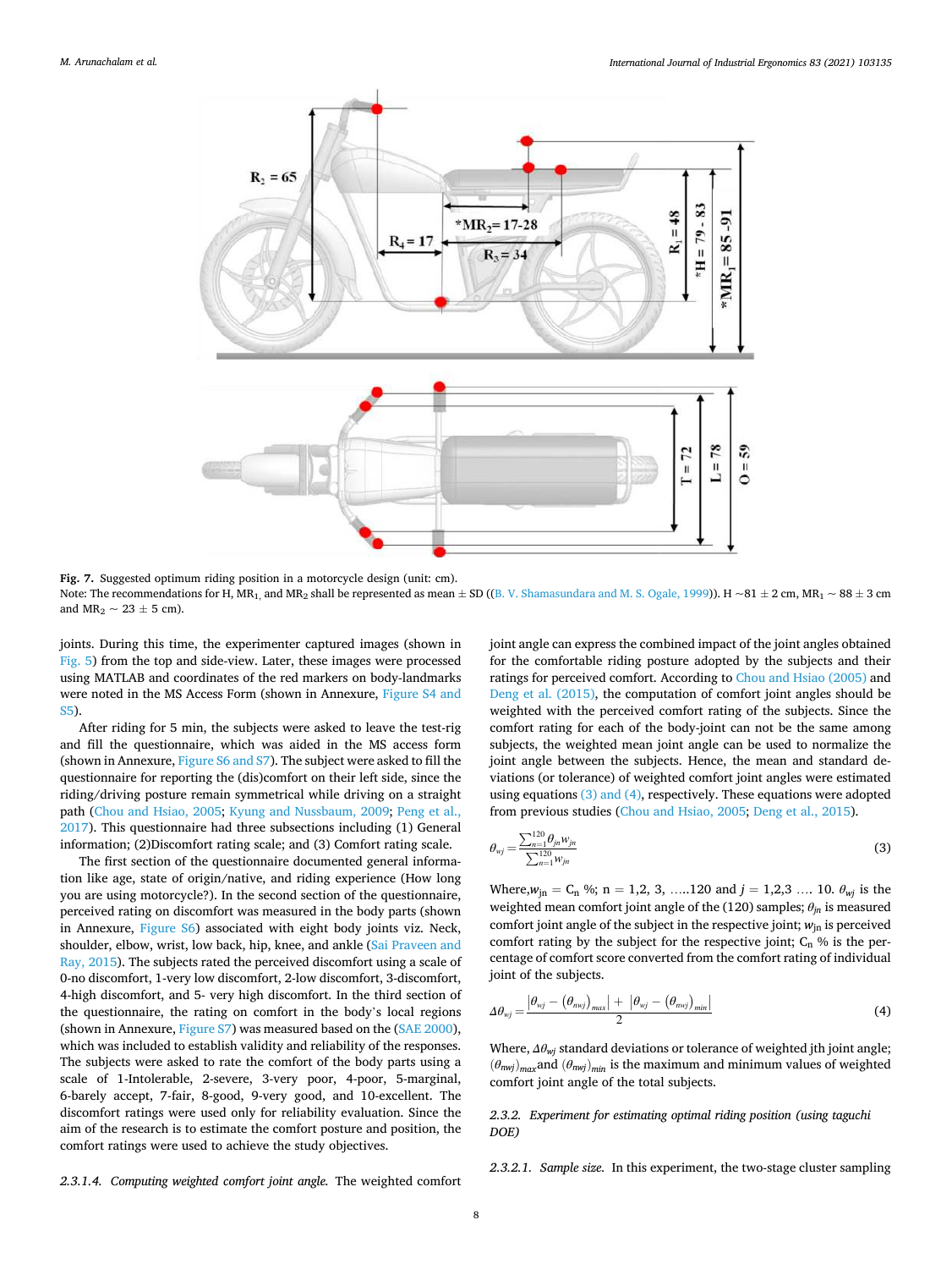**Fig. 7.** Suggested optimum riding position in a motorcycle design (unit: cm).

Note: The recommendations for H, $MR_1$ and $MR_2$ shall be represented as mean ± SD ((B. V. Shamasundara and M. S. Ogale, 1999)). H ~81 ± 2 cm, $MR_1$ ~ 88 ± 3 cm and $MR_2$ ~ 23 ± 5 cm).

joints. During this time, the experimenter captured images (shown in Fig. 5) from the top and side-view. Later, these images were processed using MATLAB and coordinates of the red markers on body-landmarks were noted in the MS Access Form (shown in Annexure, Figure S4 and S5).

After riding for 5 min, the subjects were asked to leave the test-rig and fill the questionnaire, which was aided in the MS access form (shown in Annexure, Figure S6 and S7). The subject were asked to fill the questionnaire for reporting the (dis)comfort on their left side, since the riding/driving posture remain symmetrical while driving on a straight path (Chou and Hsiao, 2005; Kyung and Nussbaum, 2009; Peng et al., 2017). This questionnaire had three subsections including (1) General information; (2)Discomfort rating scale; and (3) Comfort rating scale.

The first section of the questionnaire documented general information like age, state of origin/native, and riding experience (How long you are using motorcycle?). In the second section of the questionnaire, perceived rating on discomfort was measured in the body parts (shown in Annexure, Figure S6) associated with eight body joints viz. Neck, shoulder, elbow, wrist, low back, hip, knee, and ankle (Sai Praveen and Ray, 2015). The subjects rated the perceived discomfort using a scale of 0-no discomfort, 1-very low discomfort, 2-low discomfort, 3-discomfort, 4-high discomfort, and 5- very high discomfort. In the third section of the questionnaire, the rating on comfort in the body's local regions (shown in Annexure, Figure S7) was measured based on the (SAE 2000), which was included to establish validity and reliability of the responses. The subjects were asked to rate the comfort of the body parts using a scale of 1-Intolerable, 2-severe, 3-very poor, 4-poor, 5-marginal, 6-barely accept, 7-fair, 8-good, 9-very good, and 10-excellent. The discomfort ratings were used only for reliability evaluation. Since the aim of the research is to estimate the comfort posture and position, the comfort ratings were used to achieve the study objectives.

*2.3.1.4. Computing weighted comfort joint angle.* The weighted comfort joint angle can express the combined impact of the joint angles obtained for the comfortable riding posture adopted by the subjects and their ratings for perceived comfort. According to Chou and Hsiao (2005) and Deng et al. (2015), the computation of comfort joint angles should be weighted with the perceived comfort rating of the subjects. Since the comfort rating for each of the body-joint can not be the same among subjects, the weighted mean joint angle can be used to normalize the joint angle between the subjects. Hence, the mean and standard deviations (or tolerance) of weighted comfort joint angles were estimated using equations (3) and (4), respectively. These equations were adopted from previous studies (Chou and Hsiao, 2005; Deng et al., 2015).

$$\theta_{wj} = \frac{\sum_{n=1}^{120} \theta_{jn} w_{jn}}{\sum_{n=1}^{120} w_{jn}} \tag{3}$$

Where, $w_{jn} = C_n$ %; n = 1,2, 3, .....120 and j = 1,2,3 .... 10. $\theta_{wj}$ is the weighted mean comfort joint angle of the (120) samples; $\theta_{jn}$ is measured comfort joint angle of the subject in the respective joint; $w_{jn}$ is perceived comfort rating by the subject for the respective joint; $C_n$ % is the percentage of comfort score converted from the comfort rating of individual joint of the subjects.

$$\Delta\theta_{wj} = \frac{|\theta_{wj} - (\theta_{nwj})_{max}| + |\theta_{wj} - (\theta_{nwj})_{min}|}{2} \tag{4}$$

Where, $\Delta\theta_{wj}$ standard deviations or tolerance of weighted jth joint angle; $(\theta_{nwj})_{max}$ and $(\theta_{nwj})_{min}$ is the maximum and minimum values of weighted comfort joint angle of the total subjects.

*2.3.2. Experiment for estimating optimal riding position (using taguchi DOE)*

*2.3.2.1. Sample size.* In this experiment, the two-stage cluster sampling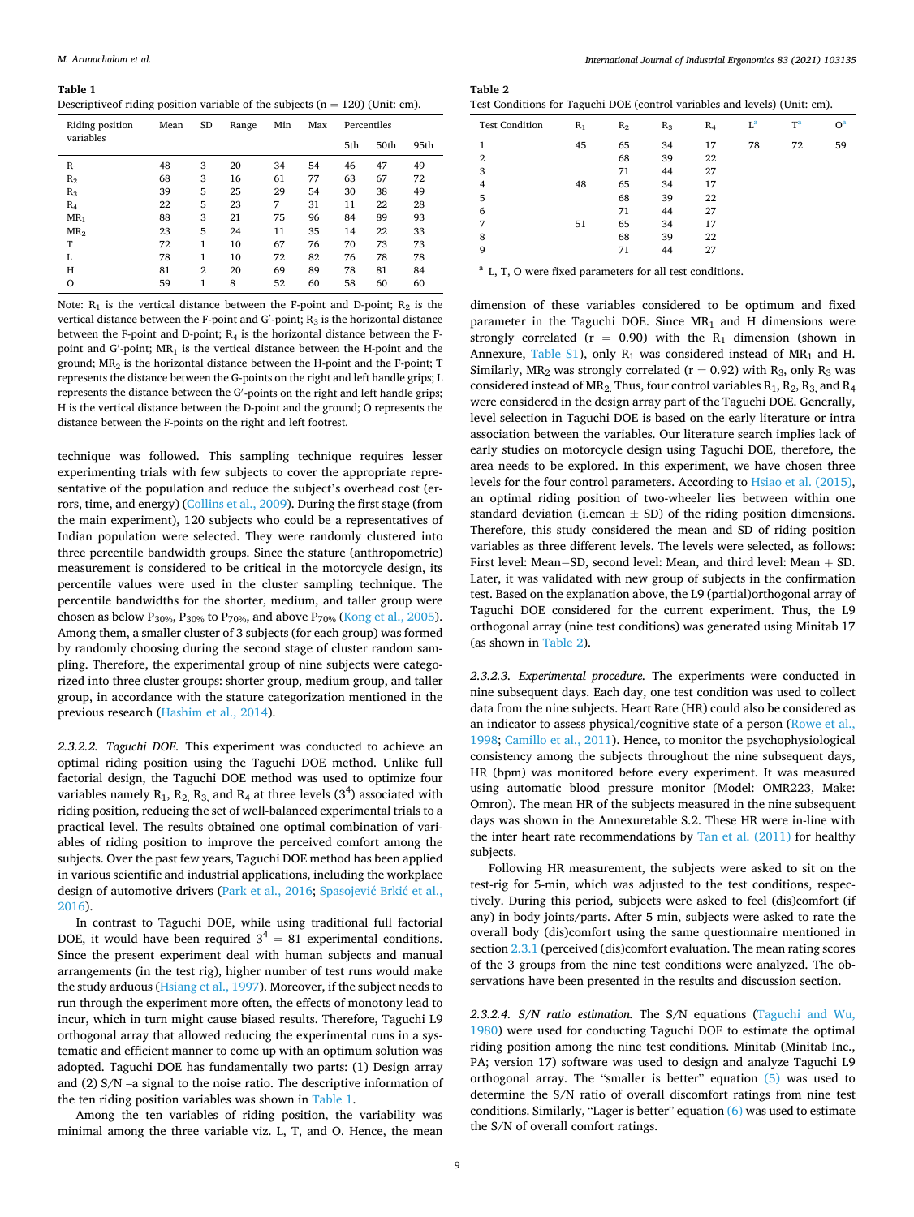**Table 1**
Descriptiveof riding position variable of the subjects (n = 120) (Unit: cm).

| Riding position variables | Mean | SD | Range | Min | Max | Percentiles | | |
|---|---|---|---|---|---|---|---|---|
| | | | | | | 5th | 50th | 95th |
| $R_1$ | 48 | 3 | 20 | 34 | 54 | 46 | 47 | 49 |
| $R_2$ | 68 | 3 | 16 | 61 | 77 | 63 | 67 | 72 |
| $R_3$ | 39 | 5 | 25 | 29 | 54 | 30 | 38 | 49 |
| $R_4$ | 22 | 5 | 23 | 7 | 31 | 11 | 22 | 28 |
| $MR_1$ | 88 | 3 | 21 | 75 | 96 | 84 | 89 | 93 |
| $MR_2$ | 23 | 5 | 24 | 11 | 35 | 14 | 22 | 33 |
| T | 72 | 1 | 10 | 67 | 76 | 70 | 73 | 73 |
| L | 78 | 1 | 10 | 72 | 82 | 76 | 78 | 78 |
| H | 81 | 2 | 20 | 69 | 89 | 78 | 81 | 84 |
| O | 59 | 1 | 8 | 52 | 60 | 58 | 60 | 60 |

Note: $R_1$ is the vertical distance between the F-point and D-point; $R_2$ is the vertical distance between the F-point and G′-point; $R_3$ is the horizontal distance between the F-point and D-point; $R_4$ is the horizontal distance between the F-point and G′-point; $MR_1$ is the vertical distance between the H-point and the ground; $MR_2$ is the horizontal distance between the H-point and the F-point; T represents the distance between the G-points on the right and left handle grips; L represents the distance between the G′-points on the right and left handle grips; H is the vertical distance between the D-point and the ground; O represents the distance between the F-points on the right and left footrest.

technique was followed. This sampling technique requires lesser experimenting trials with few subjects to cover the appropriate representative of the population and reduce the subject's overhead cost (errors, time, and energy) (Collins et al., 2009). During the first stage (from the main experiment), 120 subjects who could be a representatives of Indian population were selected. They were randomly clustered into three percentile bandwidth groups. Since the stature (anthropometric) measurement is considered to be critical in the motorcycle design, its percentile values were used in the cluster sampling technique. The percentile bandwidths for the shorter, medium, and taller group were chosen as below $P_{30\%}$, $P_{30\%}$ to $P_{70\%}$, and above $P_{70\%}$ (Kong et al., 2005). Among them, a smaller cluster of 3 subjects (for each group) was formed by randomly choosing during the second stage of cluster random sampling. Therefore, the experimental group of nine subjects were categorized into three cluster groups: shorter group, medium group, and taller group, in accordance with the stature categorization mentioned in the previous research (Hashim et al., 2014).

*2.3.2.2. Taguchi DOE.* This experiment was conducted to achieve an optimal riding position using the Taguchi DOE method. Unlike full factorial design, the Taguchi DOE method was used to optimize four variables namely $R_1$, $R_2$, $R_3$, and $R_4$ at three levels ($3^4$) associated with riding position, reducing the set of well-balanced experimental trials to a practical level. The results obtained one optimal combination of variables of riding position to improve the perceived comfort among the subjects. Over the past few years, Taguchi DOE method has been applied in various scientific and industrial applications, including the workplace design of automotive drivers (Park et al., 2016; Spasojević Brkić et al., 2016).

In contrast to Taguchi DOE, while using traditional full factorial DOE, it would have been required $3^4 = 81$ experimental conditions. Since the present experiment deal with human subjects and manual arrangements (in the test rig), higher number of test runs would make the study arduous (Hsiang et al., 1997). Moreover, if the subject needs to run through the experiment more often, the effects of monotony lead to incur, which in turn might cause biased results. Therefore, Taguchi L9 orthogonal array that allowed reducing the experimental runs in a systematic and efficient manner to come up with an optimum solution was adopted. Taguchi DOE has fundamentally two parts: (1) Design array and (2) S/N –a signal to the noise ratio. The descriptive information of the ten riding position variables was shown in Table 1.

Among the ten variables of riding position, the variability was minimal among the three variable viz. L, T, and O. Hence, the mean

**Table 2**
Test Conditions for Taguchi DOE (control variables and levels) (Unit: cm).

| Test Condition | $R_1$ | $R_2$ | $R_3$ | $R_4$ | L[a] | T[a] | O[a] |
|---|---|---|---|---|---|---|---|
| 1 | 45 | 65 | 34 | 17 | 78 | 72 | 59 |
| 2 | | 68 | 39 | 22 | | | |
| 3 | | 71 | 44 | 27 | | | |
| 4 | 48 | 65 | 34 | 17 | | | |
| 5 | | 68 | 39 | 22 | | | |
| 6 | | 71 | 44 | 27 | | | |
| 7 | 51 | 65 | 34 | 17 | | | |
| 8 | | 68 | 39 | 22 | | | |
| 9 | | 71 | 44 | 27 | | | |

[a] L, T, O were fixed parameters for all test conditions.

dimension of these variables considered to be optimum and fixed parameter in the Taguchi DOE. Since $MR_1$ and H dimensions were strongly correlated (r = 0.90) with the $R_1$ dimension (shown in Annexure, Table S1), only $R_1$ was considered instead of $MR_1$ and H. Similarly, $MR_2$ was strongly correlated (r = 0.92) with $R_3$, only $R_3$ was considered instead of $MR_2$. Thus, four control variables $R_1$, $R_2$, $R_3$, and $R_4$ were considered in the design array part of the Taguchi DOE. Generally, level selection in Taguchi DOE is based on the early literature or intra association between the variables. Our literature search implies lack of early studies on motorcycle design using Taguchi DOE, therefore, the area needs to be explored. In this experiment, we have chosen three levels for the four control parameters. According to Hsiao et al. (2015), an optimal riding position of two-wheeler lies between within one standard deviation (i.emean ± SD) of the riding position dimensions. Therefore, this study considered the mean and SD of riding position variables as three different levels. The levels were selected, as follows: First level: Mean−SD, second level: Mean, and third level: Mean + SD. Later, it was validated with new group of subjects in the confirmation test. Based on the explanation above, the L9 (partial)orthogonal array of Taguchi DOE considered for the current experiment. Thus, the L9 orthogonal array (nine test conditions) was generated using Minitab 17 (as shown in Table 2).

*2.3.2.3. Experimental procedure.* The experiments were conducted in nine subsequent days. Each day, one test condition was used to collect data from the nine subjects. Heart Rate (HR) could also be considered as an indicator to assess physical/cognitive state of a person (Rowe et al., 1998; Camillo et al., 2011). Hence, to monitor the psychophysiological consistency among the subjects throughout the nine subsequent days, HR (bpm) was monitored before every experiment. It was measured using automatic blood pressure monitor (Model: OMR223, Make: Omron). The mean HR of the subjects measured in the nine subsequent days was shown in the Annexuretable S.2. These HR were in-line with the inter heart rate recommendations by Tan et al. (2011) for healthy subjects.

Following HR measurement, the subjects were asked to sit on the test-rig for 5-min, which was adjusted to the test conditions, respectively. During this period, subjects were asked to feel (dis)comfort (if any) in body joints/parts. After 5 min, subjects were asked to rate the overall body (dis)comfort using the same questionnaire mentioned in section 2.3.1 (perceived (dis)comfort evaluation. The mean rating scores of the 3 groups from the nine test conditions were analyzed. The observations have been presented in the results and discussion section.

*2.3.2.4. S/N ratio estimation.* The S/N equations (Taguchi and Wu, 1980) were used for conducting Taguchi DOE to estimate the optimal riding position among the nine test conditions. Minitab (Minitab Inc., PA; version 17) software was used to design and analyze Taguchi L9 orthogonal array. The "smaller is better" equation (5) was used to determine the S/N ratio of overall discomfort ratings from nine test conditions. Similarly, "Lager is better" equation (6) was used to estimate the S/N of overall comfort ratings.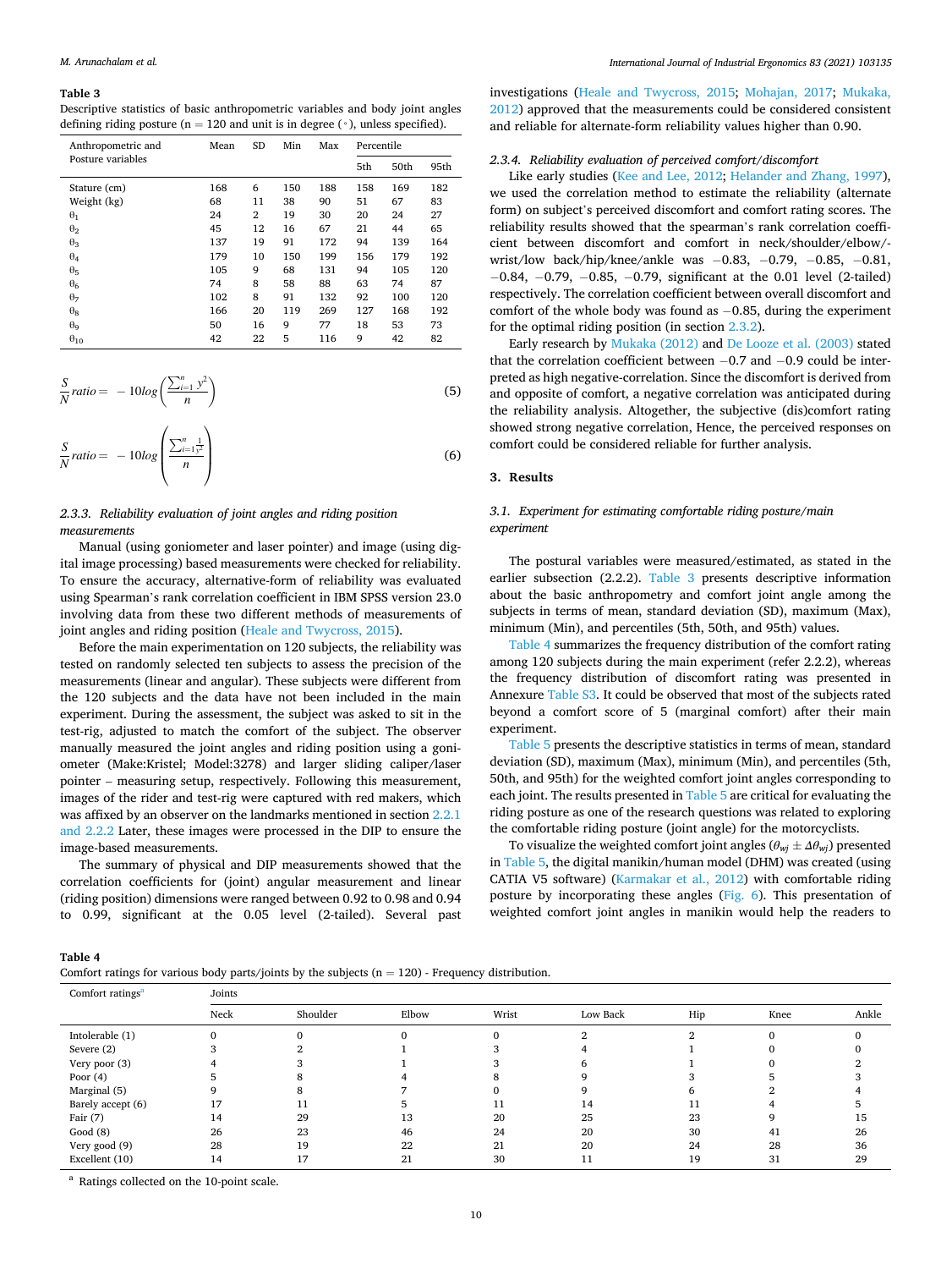**Table 3**
Descriptive statistics of basic anthropometric variables and body joint angles defining riding posture (n = 120 and unit is in degree (◦), unless specified).

| Anthropometric and Posture variables | Mean | SD | Min | Max | Percentile | | |
|---|---|---|---|---|---|---|---|
| | | | | | 5th | 50th | 95th |
| Stature (cm) | 168 | 6 | 150 | 188 | 158 | 169 | 182 |
| Weight (kg) | 68 | 11 | 38 | 90 | 51 | 67 | 83 |
| $\theta_1$ | 24 | 2 | 19 | 30 | 20 | 24 | 27 |
| $\theta_2$ | 45 | 12 | 16 | 67 | 21 | 44 | 65 |
| $\theta_3$ | 137 | 19 | 91 | 172 | 94 | 139 | 164 |
| $\theta_4$ | 179 | 10 | 150 | 199 | 156 | 179 | 192 |
| $\theta_5$ | 105 | 9 | 68 | 131 | 94 | 105 | 120 |
| $\theta_6$ | 74 | 8 | 58 | 88 | 63 | 74 | 87 |
| $\theta_7$ | 102 | 8 | 91 | 132 | 92 | 100 | 120 |
| $\theta_8$ | 166 | 20 | 119 | 269 | 127 | 168 | 192 |
| $\theta_9$ | 50 | 16 | 9 | 77 | 18 | 53 | 73 |
| $\theta_{10}$ | 42 | 22 | 5 | 116 | 9 | 42 | 82 |

$$\frac{S}{N} ratio = -10log\left(\frac{\sum_{i=1}^{n} y^2}{n}\right) \tag{5}$$

$$\frac{S}{N} ratio = -10log\left(\frac{\sum_{i=1}^{n} \frac{1}{y^2}}{n}\right) \tag{6}$$

#### 2.3.3. Reliability evaluation of joint angles and riding position measurements

Manual (using goniometer and laser pointer) and image (using digital image processing) based measurements were checked for reliability. To ensure the accuracy, alternative-form of reliability was evaluated using Spearman's rank correlation coefficient in IBM SPSS version 23.0 involving data from these two different methods of measurements of joint angles and riding position (Heale and Twycross, 2015).

Before the main experimentation on 120 subjects, the reliability was tested on randomly selected ten subjects to assess the precision of the measurements (linear and angular). These subjects were different from the 120 subjects and the data have not been included in the main experiment. During the assessment, the subject was asked to sit in the test-rig, adjusted to match the comfort of the subject. The observer manually measured the joint angles and riding position using a goniometer (Make:Kristel; Model:3278) and larger sliding caliper/laser pointer – measuring setup, respectively. Following this measurement, images of the rider and test-rig were captured with red makers, which was affixed by an observer on the landmarks mentioned in section 2.2.1 and 2.2.2 Later, these images were processed in the DIP to ensure the image-based measurements.

The summary of physical and DIP measurements showed that the correlation coefficients for (joint) angular measurement and linear (riding position) dimensions were ranged between 0.92 to 0.98 and 0.94 to 0.99, significant at the 0.05 level (2-tailed). Several past investigations (Heale and Twycross, 2015; Mohajan, 2017; Mukaka, 2012) approved that the measurements could be considered consistent and reliable for alternate-form reliability values higher than 0.90.

#### 2.3.4. Reliability evaluation of perceived comfort/discomfort

Like early studies (Kee and Lee, 2012; Helander and Zhang, 1997), we used the correlation method to estimate the reliability (alternate form) on subject's perceived discomfort and comfort rating scores. The reliability results showed that the spearman's rank correlation coefficient between discomfort and comfort in neck/shoulder/elbow/-wrist/low back/hip/knee/ankle was −0.83, −0.79, −0.85, −0.81, −0.84, −0.79, −0.85, −0.79, significant at the 0.01 level (2-tailed) respectively. The correlation coefficient between overall discomfort and comfort of the whole body was found as −0.85, during the experiment for the optimal riding position (in section 2.3.2).

Early research by Mukaka (2012) and De Looze et al. (2003) stated that the correlation coefficient between −0.7 and −0.9 could be interpreted as high negative-correlation. Since the discomfort is derived from and opposite of comfort, a negative correlation was anticipated during the reliability analysis. Altogether, the subjective (dis)comfort rating showed strong negative correlation, Hence, the perceived responses on comfort could be considered reliable for further analysis.

## 3. Results

### 3.1. Experiment for estimating comfortable riding posture/main experiment

The postural variables were measured/estimated, as stated in the earlier subsection (2.2.2). Table 3 presents descriptive information about the basic anthropometry and comfort joint angle among the subjects in terms of mean, standard deviation (SD), maximum (Max), minimum (Min), and percentiles (5th, 50th, and 95th) values.

Table 4 summarizes the frequency distribution of the comfort rating among 120 subjects during the main experiment (refer 2.2.2), whereas the frequency distribution of discomfort rating was presented in Annexure Table S3. It could be observed that most of the subjects rated beyond a comfort score of 5 (marginal comfort) after their main experiment.

Table 5 presents the descriptive statistics in terms of mean, standard deviation (SD), maximum (Max), minimum (Min), and percentiles (5th, 50th, and 95th) for the weighted comfort joint angles corresponding to each joint. The results presented in Table 5 are critical for evaluating the riding posture as one of the research questions was related to exploring the comfortable riding posture (joint angle) for the motorcyclists.

To visualize the weighted comfort joint angles ($\theta_{wj} \pm \Delta\theta_{wj}$) presented in Table 5, the digital manikin/human model (DHM) was created (using CATIA V5 software) (Karmakar et al., 2012) with comfortable riding posture by incorporating these angles (Fig. 6). This presentation of weighted comfort joint angles in manikin would help the readers to

**Table 4**
Comfort ratings for various body parts/joints by the subjects (n = 120) - Frequency distribution.

| Comfort ratings[a] | Joints | | | | | | | |
|---|---|---|---|---|---|---|---|---|
| | Neck | Shoulder | Elbow | Wrist | Low Back | Hip | Knee | Ankle |
| Intolerable (1) | 0 | 0 | 0 | 0 | 2 | 2 | 0 | 0 |
| Severe (2) | 3 | 2 | 1 | 3 | 4 | 1 | 0 | 0 |
| Very poor (3) | 4 | 3 | 1 | 3 | 6 | 1 | 0 | 2 |
| Poor (4) | 5 | 8 | 4 | 8 | 9 | 3 | 5 | 3 |
| Marginal (5) | 9 | 8 | 7 | 0 | 9 | 6 | 2 | 4 |
| Barely accept (6) | 17 | 11 | 5 | 11 | 14 | 11 | 4 | 5 |
| Fair (7) | 14 | 29 | 13 | 20 | 25 | 23 | 9 | 15 |
| Good (8) | 26 | 23 | 46 | 24 | 20 | 30 | 41 | 26 |
| Very good (9) | 28 | 19 | 22 | 21 | 20 | 24 | 28 | 36 |
| Excellent (10) | 14 | 17 | 21 | 30 | 11 | 19 | 31 | 29 |

[a] Ratings collected on the 10-point scale.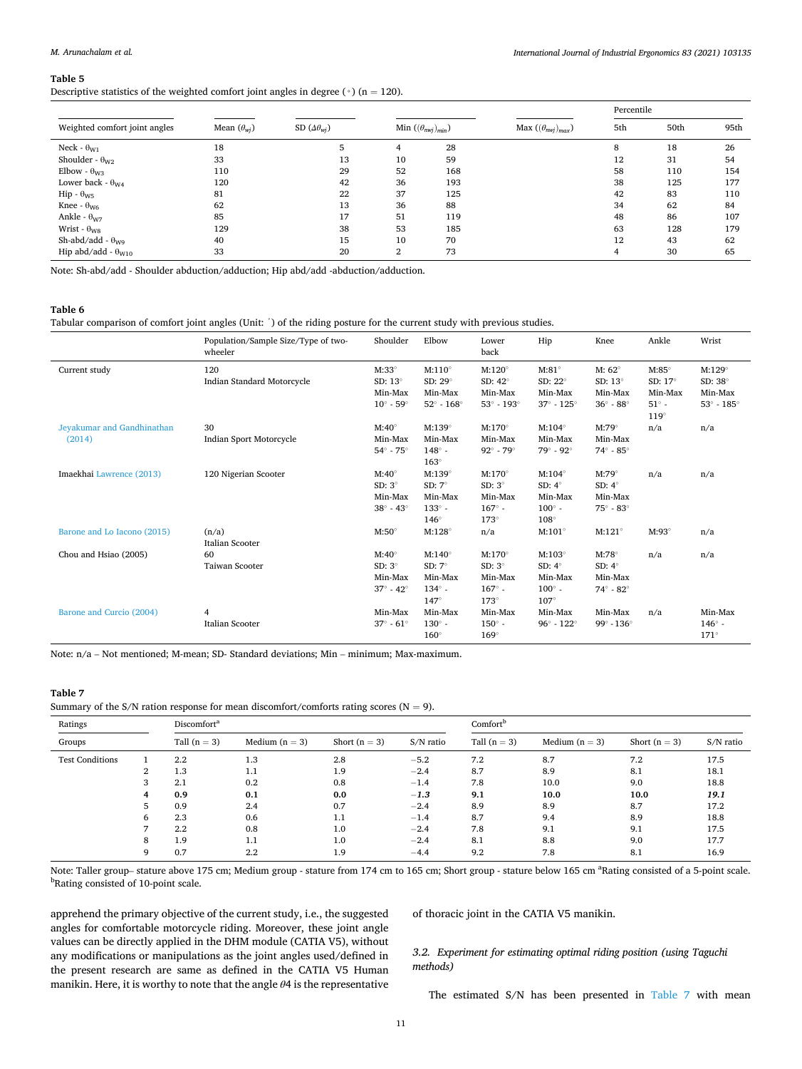**Table 5**

Descriptive statistics of the weighted comfort joint angles in degree (∘) (n = 120).

| Weighted comfort joint angles | Mean ($\theta_{wj}$) | SD ($\Delta\theta_{wj}$) | Min ($(\theta_{nwj})_{min}$) | Max ($(\theta_{nwj})_{max}$) | Percentile 5th | 50th | 95th |
|---|---|---|---|---|---|---|---|
| Neck - $\theta_{W1}$ | 18 | 5 | 4 | 28 | 8 | 18 | 26 |
| Shoulder - $\theta_{W2}$ | 33 | 13 | 10 | 59 | 12 | 31 | 54 |
| Elbow - $\theta_{W3}$ | 110 | 29 | 52 | 168 | 58 | 110 | 154 |
| Lower back - $\theta_{W4}$ | 120 | 42 | 36 | 193 | 38 | 125 | 177 |
| Hip - $\theta_{W5}$ | 81 | 22 | 37 | 125 | 42 | 83 | 110 |
| Knee - $\theta_{W6}$ | 62 | 13 | 36 | 88 | 34 | 62 | 84 |
| Ankle - $\theta_{W7}$ | 85 | 17 | 51 | 119 | 48 | 86 | 107 |
| Wrist - $\theta_{W8}$ | 129 | 38 | 53 | 185 | 63 | 128 | 179 |
| Sh-abd/add - $\theta_{W9}$ | 40 | 15 | 10 | 70 | 12 | 43 | 62 |
| Hip abd/add - $\theta_{W10}$ | 33 | 20 | 2 | 73 | 4 | 30 | 65 |

Note: Sh-abd/add - Shoulder abduction/adduction; Hip abd/add -abduction/adduction.

**Table 6**

Tabular comparison of comfort joint angles (Unit: °) of the riding posture for the current study with previous studies.

| | Population/Sample Size/Type of two-wheeler | Shoulder | Elbow | Lower back | Hip | Knee | Ankle | Wrist |
|---|---|---|---|---|---|---|---|---|
| Current study | 120 Indian Standard Motorcycle | M:33° SD: 13° Min-Max 10° - 59° | M:110° SD: 29° Min-Max 52° - 168° | M:120° SD: 42° Min-Max 53° - 193° | M:81° SD: 22° Min-Max 37° - 125° | M: 62° SD: 13° Min-Max 36° - 88° | M:85° SD: 17° Min-Max 51° - 119° | M:129° SD: 38° Min-Max 53° - 185° |
| Jeyakumar and Gandhinathan (2014) | 30 Indian Sport Motorcycle | M:40° Min-Max 54° - 75° | M:139° Min-Max 148° - 163° | M:170° Min-Max 92° - 79° | M:104° Min-Max 79° - 92° | M:79° Min-Max 74° - 85° | n/a | n/a |
| Imaekhai Lawrence (2013) | 120 Nigerian Scooter | M:40° SD: 3° Min-Max 38° - 43° | M:139° SD: 7° Min-Max 133° - 146° | M:170° SD: 3° Min-Max 167° - 173° | M:104° SD: 4° Min-Max 100° - 108° | M:79° SD: 4° Min-Max 75° - 83° | n/a | n/a |
| Barone and Lo Iacono (2015) | (n/a) Italian Scooter | M:50° | M:128° | n/a | M:101° | M:121° | M:93° | n/a |
| Chou and Hsiao (2005) | 60 Taiwan Scooter | M:40° SD: 3° Min-Max 37° - 42° | M:140° SD: 7° Min-Max 134° - 147° | M:170° SD: 3° Min-Max 167° - 173° | M:103° SD: 4° Min-Max 100° - 107° | M:78° SD: 4° Min-Max 74° - 82° | n/a | n/a |
| Barone and Curcio (2004) | 4 Italian Scooter | Min-Max 37° - 61° | Min-Max 130° - 160° | Min-Max 150° - 169° | Min-Max 96° - 122° | Min-Max 99° - 136° | n/a | Min-Max 146° - 171° |

Note: n/a – Not mentioned; M-mean; SD- Standard deviations; Min – minimum; Max-maximum.

**Table 7**

Summary of the S/N ration response for mean discomfort/comforts rating scores (N = 9).

| Ratings | | Discomfort[a] | | | | Comfort[b] | | | |
|---|---|---|---|---|---|---|---|---|---|
| Groups | | Tall (n = 3) | Medium (n = 3) | Short (n = 3) | S/N ratio | Tall (n = 3) | Medium (n = 3) | Short (n = 3) | S/N ratio |
| Test Conditions | 1 | 2.2 | 1.3 | 2.8 | −5.2 | 7.2 | 8.7 | 7.2 | 17.5 |
| | 2 | 1.3 | 1.1 | 1.9 | −2.4 | 8.7 | 8.9 | 8.1 | 18.1 |
| | 3 | 2.1 | 0.2 | 0.8 | −1.4 | 7.8 | 10.0 | 9.0 | 18.8 |
| | **4** | **0.9** | **0.1** | **0.0** | ***−1.3*** | **9.1** | **10.0** | **10.0** | ***19.1*** |
| | 5 | 0.9 | 2.4 | 0.7 | −2.4 | 8.9 | 8.9 | 8.7 | 17.2 |
| | 6 | 2.3 | 0.6 | 1.1 | −1.4 | 8.7 | 9.4 | 8.9 | 18.8 |
| | 7 | 2.2 | 0.8 | 1.0 | −2.4 | 7.8 | 9.1 | 9.1 | 17.5 |
| | 8 | 1.9 | 1.1 | 1.0 | −2.4 | 8.1 | 8.8 | 9.0 | 17.7 |
| | 9 | 0.7 | 2.2 | 1.9 | −4.4 | 9.2 | 7.8 | 8.1 | 16.9 |

Note: Taller group– stature above 175 cm; Medium group - stature from 174 cm to 165 cm; Short group - stature below 165 cm [a]Rating consisted of a 5-point scale. [b]Rating consisted of 10-point scale.

apprehend the primary objective of the current study, i.e., the suggested angles for comfortable motorcycle riding. Moreover, these joint angle values can be directly applied in the DHM module (CATIA V5), without any modifications or manipulations as the joint angles used/defined in the present research are same as defined in the CATIA V5 Human manikin. Here, it is worthy to note that the angle $\theta 4$ is the representative of thoracic joint in the CATIA V5 manikin.

### *3.2. Experiment for estimating optimal riding position (using Taguchi methods)*

The estimated S/N has been presented in Table 7 with mean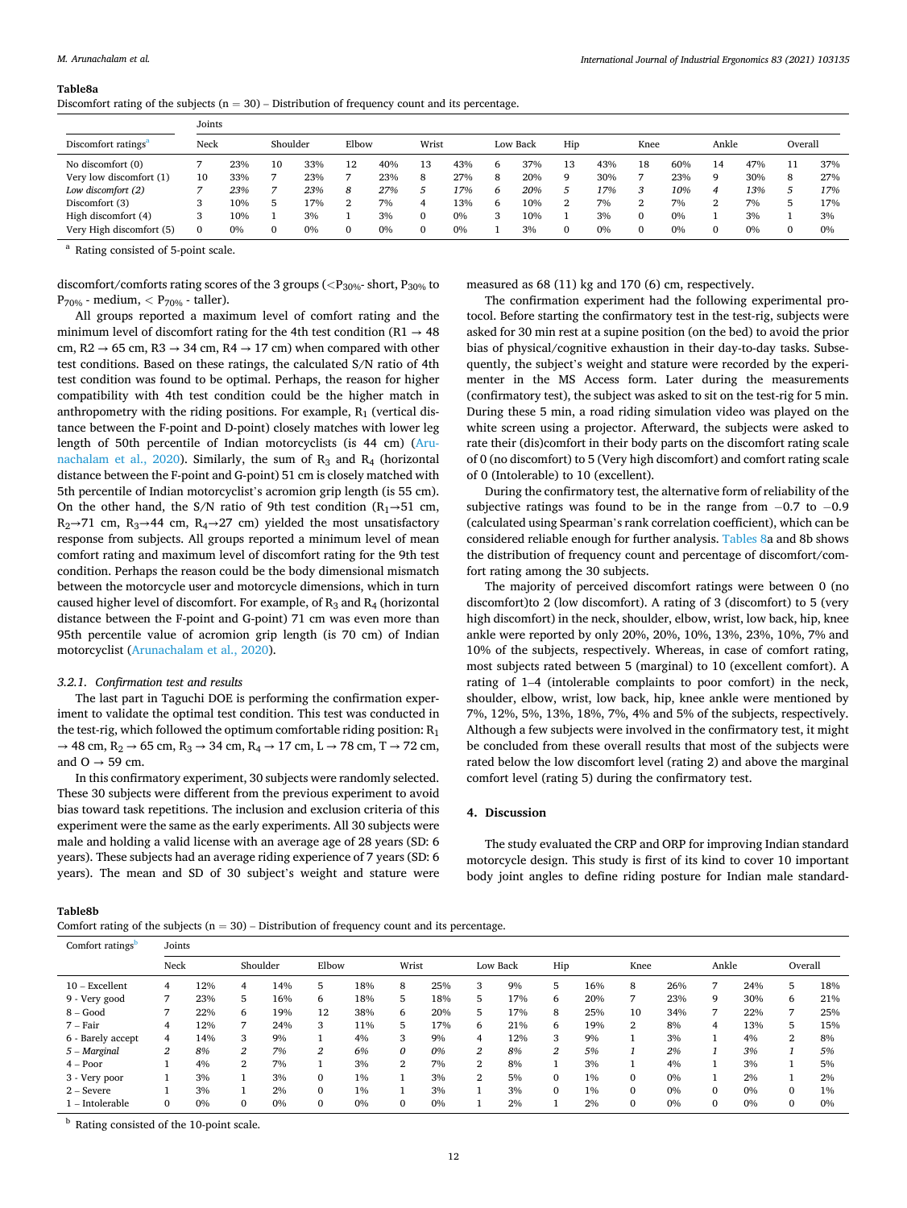**Table8a**
Discomfort rating of the subjects (n = 30) – Distribution of frequency count and its percentage.

| Discomfort ratings[a] | Joints | | | | | | | | | | | | | | | | | | | |
|---|---|---|---|---|---|---|---|---|---|---|---|---|---|---|---|---|---|---|---|---|
| | Neck | | Shoulder | | Elbow | | Wrist | | Low Back | | Hip | | Knee | | Ankle | | Overall | |
| No discomfort (0) | 7 | 23% | 10 | 33% | 12 | 40% | 13 | 43% | 6 | 37% | 13 | 43% | 18 | 60% | 14 | 47% | 11 | 37% |
| Very low discomfort (1) | 10 | 33% | 7 | 23% | 7 | 23% | 8 | 27% | 8 | 20% | 9 | 30% | 7 | 23% | 9 | 30% | 8 | 27% |
| *Low discomfort (2)* | *7* | *23%* | *7* | *23%* | *8* | *27%* | *5* | *17%* | *6* | *20%* | *5* | *17%* | *3* | *10%* | *4* | *13%* | *5* | *17%* |
| Discomfort (3) | 3 | 10% | 5 | 17% | 2 | 7% | 4 | 13% | 6 | 10% | 2 | 7% | 2 | 7% | 2 | 7% | 5 | 17% |
| High discomfort (4) | 3 | 10% | 1 | 3% | 1 | 3% | 0 | 0% | 3 | 10% | 1 | 3% | 0 | 0% | 1 | 3% | 1 | 3% |
| Very High discomfort (5) | 0 | 0% | 0 | 0% | 0 | 0% | 0 | 0% | 1 | 3% | 0 | 0% | 0 | 0% | 0 | 0% | 0 | 0% |

[a] Rating consisted of 5-point scale.

discomfort/comforts rating scores of the 3 groups ($<P_{30\%}$- short, $P_{30\%}$ to $P_{70\%}$ - medium, $< P_{70\%}$ - taller).

All groups reported a maximum level of comfort rating and the minimum level of discomfort rating for the 4th test condition (R1 → 48 cm, R2 → 65 cm, R3 → 34 cm, R4 → 17 cm) when compared with other test conditions. Based on these ratings, the calculated S/N ratio of 4th test condition was found to be optimal. Perhaps, the reason for higher compatibility with 4th test condition could be the higher match in anthropometry with the riding positions. For example, $R_1$ (vertical distance between the F-point and D-point) closely matches with lower leg length of 50th percentile of Indian motorcyclists (is 44 cm) (Arunachalam et al., 2020). Similarly, the sum of $R_3$ and $R_4$ (horizontal distance between the F-point and G-point) 51 cm is closely matched with 5th percentile of Indian motorcyclist's acromion grip length (is 55 cm). On the other hand, the S/N ratio of 9th test condition ($R_1$→51 cm, $R_2$→71 cm, $R_3$→44 cm, $R_4$→27 cm) yielded the most unsatisfactory response from subjects. All groups reported a minimum level of mean comfort rating and maximum level of discomfort rating for the 9th test condition. Perhaps the reason could be the body dimensional mismatch between the motorcycle user and motorcycle dimensions, which in turn caused higher level of discomfort. For example, of $R_3$ and $R_4$ (horizontal distance between the F-point and G-point) 71 cm was even more than 95th percentile value of acromion grip length (is 70 cm) of Indian motorcyclist (Arunachalam et al., 2020).

### 3.2.1. Confirmation test and results

The last part in Taguchi DOE is performing the confirmation experiment to validate the optimal test condition. This test was conducted in the test-rig, which followed the optimum comfortable riding position: $R_1$ → 48 cm, $R_2$ → 65 cm, $R_3$ → 34 cm, $R_4$ → 17 cm, L → 78 cm, T → 72 cm, and O → 59 cm.

In this confirmatory experiment, 30 subjects were randomly selected. These 30 subjects were different from the previous experiment to avoid bias toward task repetitions. The inclusion and exclusion criteria of this experiment were the same as the early experiments. All 30 subjects were male and holding a valid license with an average age of 28 years (SD: 6 years). These subjects had an average riding experience of 7 years (SD: 6 years). The mean and SD of 30 subject's weight and stature were measured as 68 (11) kg and 170 (6) cm, respectively.

The confirmation experiment had the following experimental protocol. Before starting the confirmatory test in the test-rig, subjects were asked for 30 min rest at a supine position (on the bed) to avoid the prior bias of physical/cognitive exhaustion in their day-to-day tasks. Subsequently, the subject's weight and stature were recorded by the experimenter in the MS Access form. Later during the measurements (confirmatory test), the subject was asked to sit on the test-rig for 5 min. During these 5 min, a road riding simulation video was played on the white screen using a projector. Afterward, the subjects were asked to rate their (dis)comfort in their body parts on the discomfort rating scale of 0 (no discomfort) to 5 (Very high discomfort) and comfort rating scale of 0 (Intolerable) to 10 (excellent).

During the confirmatory test, the alternative form of reliability of the subjective ratings was found to be in the range from −0.7 to −0.9 (calculated using Spearman's rank correlation coefficient), which can be considered reliable enough for further analysis. Tables 8a and 8b shows the distribution of frequency count and percentage of discomfort/comfort rating among the 30 subjects.

The majority of perceived discomfort ratings were between 0 (no discomfort)to 2 (low discomfort). A rating of 3 (discomfort) to 5 (very high discomfort) in the neck, shoulder, elbow, wrist, low back, hip, knee ankle were reported by only 20%, 20%, 10%, 13%, 23%, 10%, 7% and 10% of the subjects, respectively. Whereas, in case of comfort rating, most subjects rated between 5 (marginal) to 10 (excellent comfort). A rating of 1–4 (intolerable complaints to poor comfort) in the neck, shoulder, elbow, wrist, low back, hip, knee ankle were mentioned by 7%, 12%, 5%, 13%, 18%, 7%, 4% and 5% of the subjects, respectively. Although a few subjects were involved in the confirmatory test, it might be concluded from these overall results that most of the subjects were rated below the low discomfort level (rating 2) and above the marginal comfort level (rating 5) during the confirmatory test.

## 4. Discussion

The study evaluated the CRP and ORP for improving Indian standard motorcycle design. This study is first of its kind to cover 10 important body joint angles to define riding posture for Indian male standard-

**Table8b**
Comfort rating of the subjects (n = 30) – Distribution of frequency count and its percentage.

| Comfort ratings[b] | Joints | | | | | | | | | | | | | | | | | | |
|---|---|---|---|---|---|---|---|---|---|---|---|---|---|---|---|---|---|---|
| | Neck | | Shoulder | | Elbow | | Wrist | | Low Back | | Hip | | Knee | | Ankle | | Overall | |
| 10 – Excellent | 4 | 12% | 4 | 14% | 5 | 18% | 8 | 25% | 3 | 9% | 5 | 16% | 8 | 26% | 7 | 24% | 5 | 18% |
| 9 - Very good | 7 | 23% | 5 | 16% | 6 | 18% | 5 | 18% | 5 | 17% | 6 | 20% | 7 | 23% | 9 | 30% | 6 | 21% |
| 8 – Good | 7 | 22% | 6 | 19% | 12 | 38% | 6 | 20% | 5 | 17% | 8 | 25% | 10 | 34% | 7 | 22% | 7 | 25% |
| 7 – Fair | 4 | 12% | 7 | 24% | 3 | 11% | 5 | 17% | 6 | 21% | 6 | 19% | 2 | 8% | 4 | 13% | 5 | 15% |
| 6 - Barely accept | 4 | 14% | 3 | 9% | 1 | 4% | 3 | 9% | 4 | 12% | 3 | 9% | 1 | 3% | 1 | 4% | 2 | 8% |
| *5 – Marginal* | *2* | *8%* | *2* | *7%* | *2* | *6%* | *0* | *0%* | *2* | *8%* | *2* | *5%* | *1* | *2%* | *1* | *3%* | *1* | *5%* |
| 4 – Poor | 1 | 4% | 2 | 7% | 1 | 3% | 2 | 7% | 2 | 8% | 1 | 3% | 1 | 4% | 1 | 3% | 1 | 5% |
| 3 - Very poor | 1 | 3% | 1 | 3% | 0 | 1% | 1 | 3% | 2 | 5% | 0 | 1% | 0 | 0% | 1 | 2% | 1 | 2% |
| 2 – Severe | 1 | 3% | 1 | 2% | 0 | 1% | 1 | 3% | 1 | 3% | 0 | 1% | 0 | 0% | 0 | 0% | 0 | 1% |
| 1 – Intolerable | 0 | 0% | 0 | 0% | 0 | 0% | 0 | 0% | 1 | 2% | 1 | 2% | 0 | 0% | 0 | 0% | 0 | 0% |

[b] Rating consisted of the 10-point scale.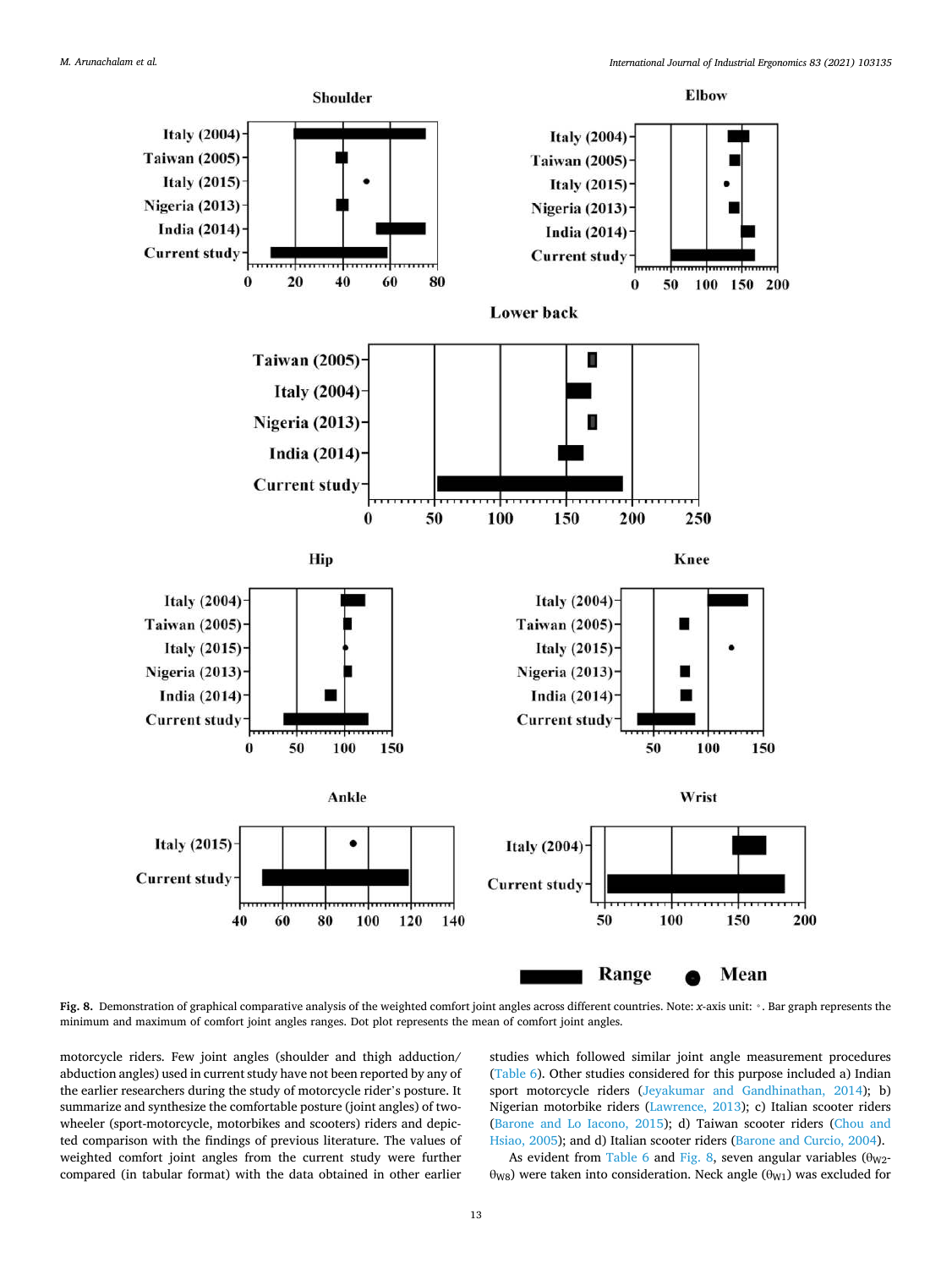Fig. 8. Demonstration of graphical comparative analysis of the weighted comfort joint angles across different countries. Note: x-axis unit: °. Bar graph represents the minimum and maximum of comfort joint angles ranges. Dot plot represents the mean of comfort joint angles.

motorcycle riders. Few joint angles (shoulder and thigh adduction/abduction angles) used in current study have not been reported by any of the earlier researchers during the study of motorcycle rider's posture. It summarize and synthesize the comfortable posture (joint angles) of two-wheeler (sport-motorcycle, motorbikes and scooters) riders and depicted comparison with the findings of previous literature. The values of weighted comfort joint angles from the current study were further compared (in tabular format) with the data obtained in other earlier studies which followed similar joint angle measurement procedures (Table 6). Other studies considered for this purpose included a) Indian sport motorcycle riders (Jeyakumar and Gandhinathan, 2014); b) Nigerian motorbike riders (Lawrence, 2013); c) Italian scooter riders (Barone and Lo Iacono, 2015); d) Taiwan scooter riders (Chou and Hsiao, 2005); and d) Italian scooter riders (Barone and Curcio, 2004).

As evident from Table 6 and Fig. 8, seven angular variables ($\theta_{W2}$-$\theta_{W8}$) were taken into consideration. Neck angle ($\theta_{W1}$) was excluded for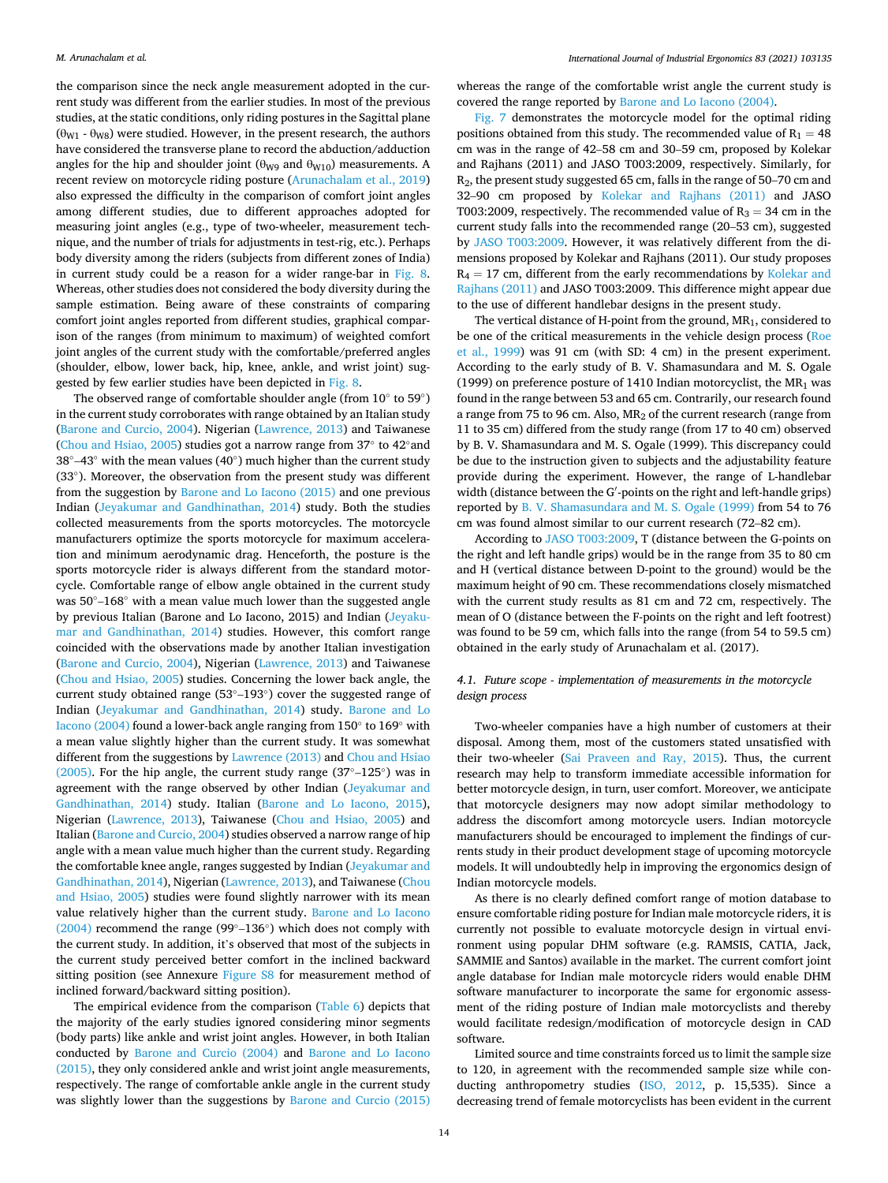the comparison since the neck angle measurement adopted in the current study was different from the earlier studies. In most of the previous studies, at the static conditions, only riding postures in the Sagittal plane ($\theta_{W1}$ - $\theta_{W8}$) were studied. However, in the present research, the authors have considered the transverse plane to record the abduction/adduction angles for the hip and shoulder joint ($\theta_{W9}$ and $\theta_{W10}$) measurements. A recent review on motorcycle riding posture (Arunachalam et al., 2019) also expressed the difficulty in the comparison of comfort joint angles among different studies, due to different approaches adopted for measuring joint angles (e.g., type of two-wheeler, measurement technique, and the number of trials for adjustments in test-rig, etc.). Perhaps body diversity among the riders (subjects from different zones of India) in current study could be a reason for a wider range-bar in Fig. 8. Whereas, other studies does not considered the body diversity during the sample estimation. Being aware of these constraints of comparing comfort joint angles reported from different studies, graphical comparison of the ranges (from minimum to maximum) of weighted comfort joint angles of the current study with the comfortable/preferred angles (shoulder, elbow, lower back, hip, knee, ankle, and wrist joint) suggested by few earlier studies have been depicted in Fig. 8.

The observed range of comfortable shoulder angle (from 10° to 59°) in the current study corroborates with range obtained by an Italian study (Barone and Curcio, 2004). Nigerian (Lawrence, 2013) and Taiwanese (Chou and Hsiao, 2005) studies got a narrow range from 37° to 42° and 38°–43° with the mean values (40°) much higher than the current study (33°). Moreover, the observation from the present study was different from the suggestion by Barone and Lo Iacono (2015) and one previous Indian (Jeyakumar and Gandhinathan, 2014) study. Both the studies collected measurements from the sports motorcycles. The motorcycle manufacturers optimize the sports motorcycle for maximum acceleration and minimum aerodynamic drag. Henceforth, the posture is the sports motorcycle rider is always different from the standard motorcycle. Comfortable range of elbow angle obtained in the current study was 50°–168° with a mean value much lower than the suggested angle by previous Italian (Barone and Lo Iacono, 2015) and Indian (Jeyakumar and Gandhinathan, 2014) studies. However, this comfort range coincided with the observations made by another Italian investigation (Barone and Curcio, 2004), Nigerian (Lawrence, 2013) and Taiwanese (Chou and Hsiao, 2005) studies. Concerning the lower back angle, the current study obtained range (53°–193°) cover the suggested range of Indian (Jeyakumar and Gandhinathan, 2014) study. Barone and Lo Iacono (2004) found a lower-back angle ranging from 150° to 169° with a mean value slightly higher than the current study. It was somewhat different from the suggestions by Lawrence (2013) and Chou and Hsiao (2005). For the hip angle, the current study range (37°–125°) was in agreement with the range observed by other Indian (Jeyakumar and Gandhinathan, 2014) study. Italian (Barone and Lo Iacono, 2015), Nigerian (Lawrence, 2013), Taiwanese (Chou and Hsiao, 2005) and Italian (Barone and Curcio, 2004) studies observed a narrow range of hip angle with a mean value much higher than the current study. Regarding the comfortable knee angle, ranges suggested by Indian (Jeyakumar and Gandhinathan, 2014), Nigerian (Lawrence, 2013), and Taiwanese (Chou and Hsiao, 2005) studies were found slightly narrower with its mean value relatively higher than the current study. Barone and Lo Iacono (2004) recommend the range (99°–136°) which does not comply with the current study. In addition, it's observed that most of the subjects in the current study perceived better comfort in the inclined backward sitting position (see Annexure Figure S8 for measurement method of inclined forward/backward sitting position).

The empirical evidence from the comparison (Table 6) depicts that the majority of the early studies ignored considering minor segments (body parts) like ankle and wrist joint angles. However, in both Italian conducted by Barone and Curcio (2004) and Barone and Lo Iacono (2015), they only considered ankle and wrist joint angle measurements, respectively. The range of comfortable ankle angle in the current study was slightly lower than the suggestions by Barone and Curcio (2015) whereas the range of the comfortable wrist angle the current study is covered the range reported by Barone and Lo Iacono (2004).

Fig. 7 demonstrates the motorcycle model for the optimal riding positions obtained from this study. The recommended value of $R_1 = 48$ cm was in the range of 42–58 cm and 30–59 cm, proposed by Kolekar and Rajhans (2011) and JASO T003:2009, respectively. Similarly, for $R_2$, the present study suggested 65 cm, falls in the range of 50–70 cm and 32–90 cm proposed by Kolekar and Rajhans (2011) and JASO T003:2009, respectively. The recommended value of $R_3 = 34$ cm in the current study falls into the recommended range (20–53 cm), suggested by JASO T003:2009. However, it was relatively different from the dimensions proposed by Kolekar and Rajhans (2011). Our study proposes $R_4 = 17$ cm, different from the early recommendations by Kolekar and Rajhans (2011) and JASO T003:2009. This difference might appear due to the use of different handlebar designs in the present study.

The vertical distance of H-point from the ground, $MR_1$, considered to be one of the critical measurements in the vehicle design process (Roe et al., 1999) was 91 cm (with SD: 4 cm) in the present experiment. According to the early study of B. V. Shamasundara and M. S. Ogale (1999) on preference posture of 1410 Indian motorcyclist, the $MR_1$ was found in the range between 53 and 65 cm. Contrarily, our research found a range from 75 to 96 cm. Also, $MR_2$ of the current research (range from 11 to 35 cm) differed from the study range (from 17 to 40 cm) observed by B. V. Shamasundara and M. S. Ogale (1999). This discrepancy could be due to the instruction given to subjects and the adjustability feature provide during the experiment. However, the range of L-handlebar width (distance between the G′-points on the right and left-handle grips) reported by B. V. Shamasundara and M. S. Ogale (1999) from 54 to 76 cm was found almost similar to our current research (72–82 cm).

According to JASO T003:2009, T (distance between the G-points on the right and left handle grips) would be in the range from 35 to 80 cm and H (vertical distance between D-point to the ground) would be the maximum height of 90 cm. These recommendations closely mismatched with the current study results as 81 cm and 72 cm, respectively. The mean of O (distance between the F-points on the right and left footrest) was found to be 59 cm, which falls into the range (from 54 to 59.5 cm) obtained in the early study of Arunachalam et al. (2017).

### 4.1. Future scope - implementation of measurements in the motorcycle design process

Two-wheeler companies have a high number of customers at their disposal. Among them, most of the customers stated unsatisfied with their two-wheeler (Sai Praveen and Ray, 2015). Thus, the current research may help to transform immediate accessible information for better motorcycle design, in turn, user comfort. Moreover, we anticipate that motorcycle designers may now adopt similar methodology to address the discomfort among motorcycle users. Indian motorcycle manufacturers should be encouraged to implement the findings of currents study in their product development stage of upcoming motorcycle models. It will undoubtedly help in improving the ergonomics design of Indian motorcycle models.

As there is no clearly defined comfort range of motion database to ensure comfortable riding posture for Indian male motorcycle riders, it is currently not possible to evaluate motorcycle design in virtual environment using popular DHM software (e.g. RAMSIS, CATIA, Jack, SAMMIE and Santos) available in the market. The current comfort joint angle database for Indian male motorcycle riders would enable DHM software manufacturer to incorporate the same for ergonomic assessment of the riding posture of Indian male motorcyclists and thereby would facilitate redesign/modification of motorcycle design in CAD software.

Limited source and time constraints forced us to limit the sample size to 120, in agreement with the recommended sample size while conducting anthropometry studies (ISO, 2012, p. 15,535). Since a decreasing trend of female motorcyclists has been evident in the current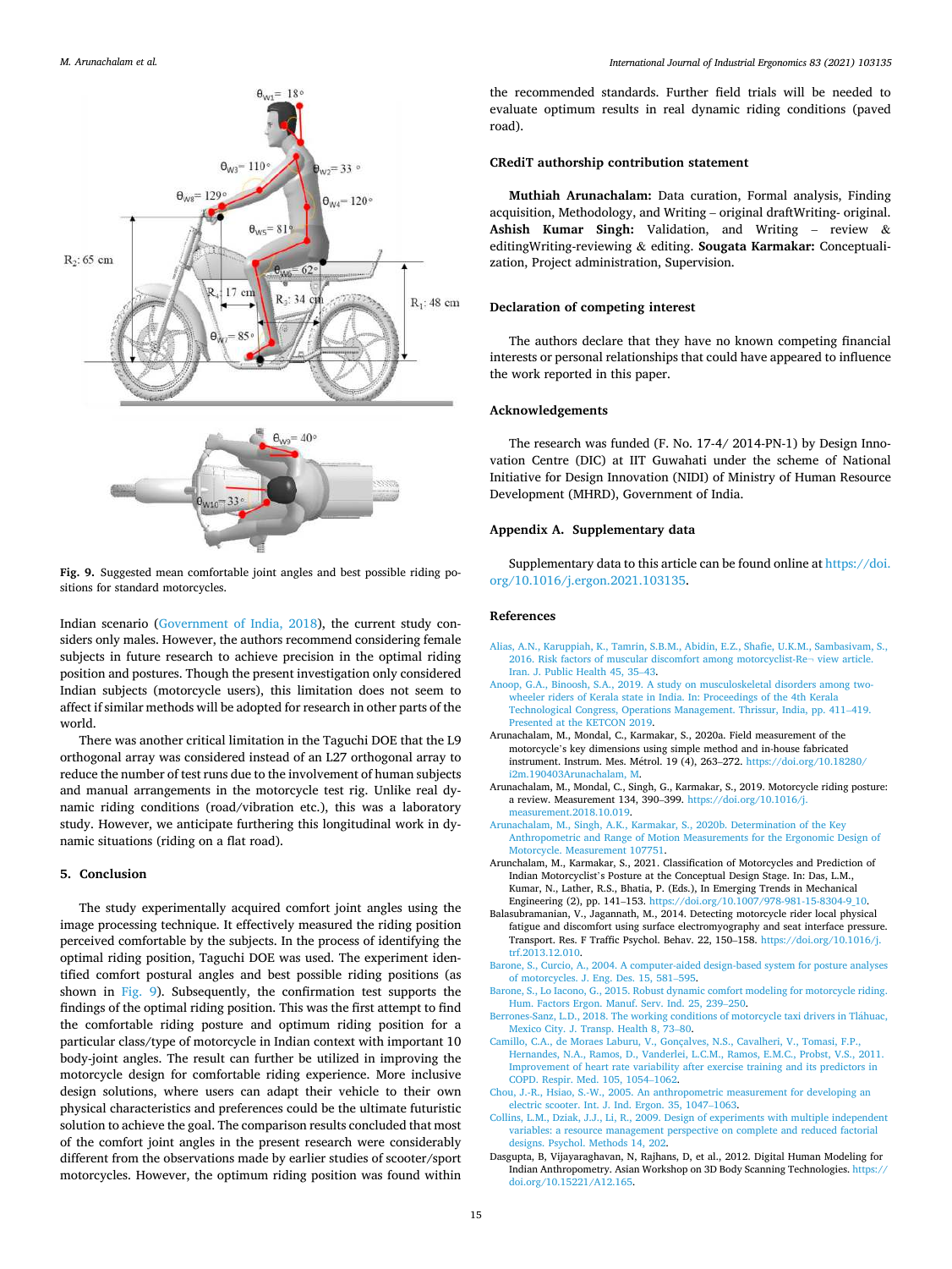Fig. 9. Suggested mean comfortable joint angles and best possible riding positions for standard motorcycles.

Indian scenario (Government of India, 2018), the current study considers only males. However, the authors recommend considering female subjects in future research to achieve precision in the optimal riding position and postures. Though the present investigation only considered Indian subjects (motorcycle users), this limitation does not seem to affect if similar methods will be adopted for research in other parts of the world.

There was another critical limitation in the Taguchi DOE that the L9 orthogonal array was considered instead of an L27 orthogonal array to reduce the number of test runs due to the involvement of human subjects and manual arrangements in the motorcycle test rig. Unlike real dynamic riding conditions (road/vibration etc.), this was a laboratory study. However, we anticipate furthering this longitudinal work in dynamic situations (riding on a flat road).

## 5. Conclusion

The study experimentally acquired comfort joint angles using the image processing technique. It effectively measured the riding position perceived comfortable by the subjects. In the process of identifying the optimal riding position, Taguchi DOE was used. The experiment identified comfort postural angles and best possible riding positions (as shown in Fig. 9). Subsequently, the confirmation test supports the findings of the optimal riding position. This was the first attempt to find the comfortable riding posture and optimum riding position for a particular class/type of motorcycle in Indian context with important 10 body-joint angles. The result can further be utilized in improving the motorcycle design for comfortable riding experience. More inclusive design solutions, where users can adapt their vehicle to their own physical characteristics and preferences could be the ultimate futuristic solution to achieve the goal. The comparison results concluded that most of the comfort joint angles in the present research were considerably different from the observations made by earlier studies of scooter/sport motorcycles. However, the optimum riding position was found within the recommended standards. Further field trials will be needed to evaluate optimum results in real dynamic riding conditions (paved road).

## CRediT authorship contribution statement

**Muthiah Arunachalam:** Data curation, Formal analysis, Finding acquisition, Methodology, and Writing – original draftWriting- original. **Ashish Kumar Singh:** Validation, and Writing – review & editingWriting-reviewing & editing. **Sougata Karmakar:** Conceptualization, Project administration, Supervision.

## Declaration of competing interest

The authors declare that they have no known competing financial interests or personal relationships that could have appeared to influence the work reported in this paper.

## Acknowledgements

The research was funded (F. No. 17-4/ 2014-PN-1) by Design Innovation Centre (DIC) at IIT Guwahati under the scheme of National Initiative for Design Innovation (NIDI) of Ministry of Human Resource Development (MHRD), Government of India.

## Appendix A. Supplementary data

Supplementary data to this article can be found online at https://doi.org/10.1016/j.ergon.2021.103135.

## References

Alias, A.N., Karuppiah, K., Tamrin, S.B.M., Abidin, E.Z., Shafie, U.K.M., Sambasivam, S., 2016. Risk factors of muscular discomfort among motorcyclist-Re¬ view article. Iran. J. Public Health 45, 35–43.

Anoop, G.A., Binoosh, S.A., 2019. A study on musculoskeletal disorders among two-wheeler riders of Kerala state in India. In: Proceedings of the 4th Kerala Technological Congress, Operations Management. Thrissur, India, pp. 411–419. Presented at the KETCON 2019.

Arunachalam, M., Mondal, C., Karmakar, S., 2020a. Field measurement of the motorcycle's key dimensions using simple method and in-house fabricated instrument. Instrum. Mes. Métrol. 19 (4), 263–272. https://doi.org/10.18280/i2m.190403Arunachalam, M.

Arunachalam, M., Mondal, C., Singh, G., Karmakar, S., 2019. Motorcycle riding posture: a review. Measurement 134, 390–399. https://doi.org/10.1016/j.measurement.2018.10.019.

Arunachalam, M., Singh, A.K., Karmakar, S., 2020b. Determination of the Key Anthropometric and Range of Motion Measurements for the Ergonomic Design of Motorcycle. Measurement 107751.

Arunachalam, M., Karmakar, S., 2021. Classification of Motorcycles and Prediction of Indian Motorcyclist's Posture at the Conceptual Design Stage. In: Das, L.M., Kumar, N., Lather, R.S., Bhatia, P. (Eds.), In Emerging Trends in Mechanical Engineering (2), pp. 141–153. https://doi.org/10.1007/978-981-15-8304-9_10.

Balasubramanian, V., Jagannath, M., 2014. Detecting motorcycle rider local physical fatigue and discomfort using surface electromyography and seat interface pressure. Transport. Res. F Traffic Psychol. Behav. 22, 150–158. https://doi.org/10.1016/j.trf.2013.12.010.

Barone, S., Curcio, A., 2004. A computer-aided design-based system for posture analyses of motorcycles. J. Eng. Des. 15, 581–595.

Barone, S., Lo Iacono, G., 2015. Robust dynamic comfort modeling for motorcycle riding. Hum. Factors Ergon. Manuf. Serv. Ind. 25, 239–250.

Berrones-Sanz, L.D., 2018. The working conditions of motorcycle taxi drivers in Tláhuac, Mexico City. J. Transp. Health 8, 73–80.

Camillo, C.A., de Moraes Laburu, V., Gonçalves, N.S., Cavalheri, V., Tomasi, F.P., Hernandes, N.A., Ramos, D., Vanderlei, L.C.M., Ramos, E.M.C., Probst, V.S., 2011. Improvement of heart rate variability after exercise training and its predictors in COPD. Respir. Med. 105, 1054–1062.

Chou, J.-R., Hsiao, S.-W., 2005. An anthropometric measurement for developing an electric scooter. Int. J. Ind. Ergon. 35, 1047–1063.

Collins, L.M., Dziak, J.J., Li, R., 2009. Design of experiments with multiple independent variables: a resource management perspective on complete and reduced factorial designs. Psychol. Methods 14, 202.

Dasgupta, B, Vijayaraghavan, N, Rajhans, D, et al., 2012. Digital Human Modeling for Indian Anthropometry. Asian Workshop on 3D Body Scanning Technologies. https://doi.org/10.15221/A12.165.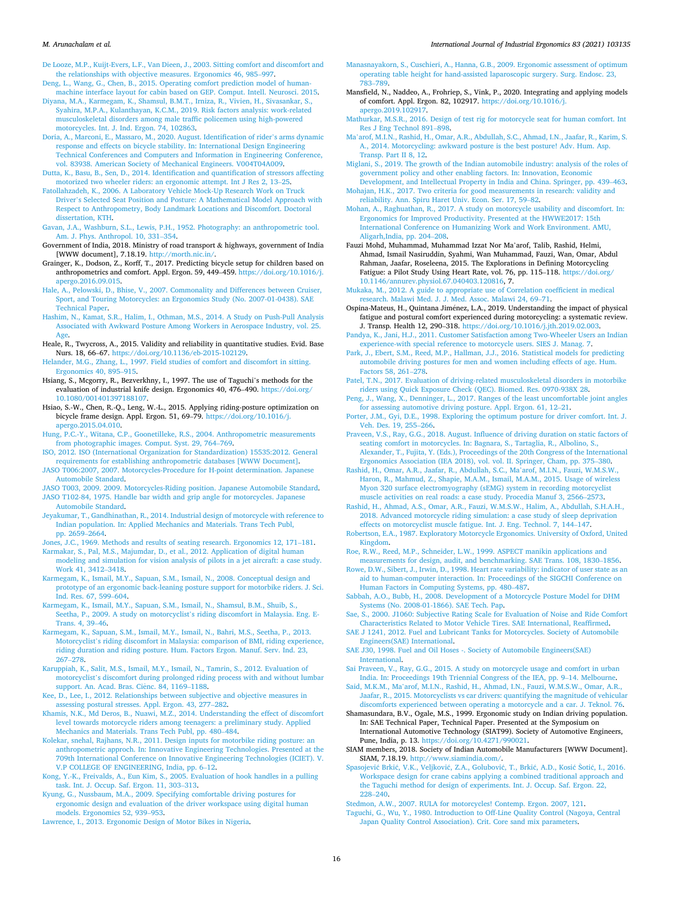De Looze, M.P., Kuijt-Evers, L.F., Van Dieen, J., 2003. Sitting comfort and discomfort and the relationships with objective measures. Ergonomics 46, 985–997.

Deng, L., Wang, G., Chen, B., 2015. Operating comfort prediction model of human-machine interface layout for cabin based on GEP. Comput. Intell. Neurosci. 2015.

Diyana, M.A., Karmegam, K., Shamsul, B.M.T., Irniza, R., Vivien, H., Sivasankar, S., Syahira, M.P.A., Kulanthayan, K.C.M., 2019. Risk factors analysis: work-related musculoskeletal disorders among male traffic policemen using high-powered motorcycles. Int. J. Ind. Ergon. 74, 102863.

Doria, A., Marconi, E., Massaro, M., 2020. August. Identification of rider's arms dynamic response and effects on bicycle stability. In: International Design Engineering Technical Conferences and Computers and Information in Engineering Conference, vol. 83938. American Society of Mechanical Engineers. V004T04A009.

Dutta, K., Basu, B., Sen, D., 2014. Identification and quantification of stressors affecting motorized two wheeler riders: an ergonomic attempt. Int J Res 2, 13–25.

Fatollahzadeh, K., 2006. A Laboratory Vehicle Mock-Up Research Work on Truck Driver's Selected Seat Position and Posture: A Mathematical Model Approach with Respect to Anthropometry, Body Landmark Locations and Discomfort. Doctoral dissertation, KTH.

Gavan, J.A., Washburn, S.L., Lewis, P.H., 1952. Photography: an anthropometric tool. Am. J. Phys. Anthropol. 10, 331–354.

Government of India, 2018. Ministry of road transport & highways, government of India [WWW document], 7.18.19. http://morth.nic.in/.

Grainger, K., Dodson, Z., Korff, T., 2017. Predicting bicycle setup for children based on anthropometrics and comfort. Appl. Ergon. 59, 449–459. https://doi.org/10.1016/j.apergo.2016.09.015.

Hale, A., Pelowski, D., Bhise, V., 2007. Commonality and Differences between Cruiser, Sport, and Touring Motorcycles: an Ergonomics Study (No. 2007-01-0438). SAE Technical Paper.

Hashim, N., Kamat, S.R., Halim, I., Othman, M.S., 2014. A Study on Push-Pull Analysis Associated with Awkward Posture Among Workers in Aerospace Industry, vol. 25. Age.

Heale, R., Twycross, A., 2015. Validity and reliability in quantitative studies. Evid. Base Nurs. 18, 66–67. https://doi.org/10.1136/eb-2015-102129.

Helander, M.G., Zhang, L., 1997. Field studies of comfort and discomfort in sitting. Ergonomics 40, 895–915.

Hsiang, S., Mcgorry, R., Bezverkhny, I., 1997. The use of Taguchi's methods for the evaluation of industrial knife design. Ergonomics 40, 476–490. https://doi.org/10.1080/001401397188107.

Hsiao, S.-W., Chen, R.-Q., Leng, W.-L., 2015. Applying riding-posture optimization on bicycle frame design. Appl. Ergon. 51, 69–79. https://doi.org/10.1016/j.apergo.2015.04.010.

Hung, P.C.-Y., Witana, C.P., Goonetilleke, R.S., 2004. Anthropometric measurements from photographic images. Comput. Syst. 29, 764–769.

ISO, 2012. ISO (International Organization for Standardization) 15535:2012. General requirements for establishing anthropometric databases [WWW Document].

JASO T006:2007, 2007. Motorcycles-Procedure for H-point determination. Japanese Automobile Standard.

JASO T003, 2009. 2009. Motorcycles-Riding position. Japanese Automobile Standard.

JASO T102-84, 1975. Handle bar width and grip angle for motorcycles. Japanese Automobile Standard.

Jeyakumar, T., Gandhinathan, R., 2014. Industrial design of motorcycle with reference to Indian population. In: Applied Mechanics and Materials. Trans Tech Publ, pp. 2659–2664.

Jones, J.C., 1969. Methods and results of seating research. Ergonomics 12, 171–181.

Karmakar, S., Pal, M.S., Majumdar, D., et al., 2012. Application of digital human modeling and simulation for vision analysis of pilots in a jet aircraft: a case study. Work 41, 3412–3418.

Karmegam, K., Ismail, M.Y., Sapuan, S.M., Ismail, N., 2008. Conceptual design and prototype of an ergonomic back-leaning posture support for motorbike riders. J. Sci. Ind. Res. 67, 599–604.

Karmegam, K., Ismail, M.Y., Sapuan, S.M., Ismail, N., Shamsul, B.M., Shuib, S., Seetha, P., 2009. A study on motorcyclist's riding discomfort in Malaysia. Eng. E-Trans. 4, 39–46.

Karmegam, K., Sapuan, S.M., Ismail, M.Y., Ismail, N., Bahri, M.S., Seetha, P., 2013. Motorcyclist's riding discomfort in Malaysia: comparison of BMI, riding experience, riding duration and riding posture. Hum. Factors Ergon. Manuf. Serv. Ind. 23, 267–278.

Karuppiah, K., Salit, M.S., Ismail, M.Y., Ismail, N., Tamrin, S., 2012. Evaluation of motorcyclist's discomfort during prolonged riding process with and without lumbar support. An. Acad. Bras. Ciênc. 84, 1169–1188.

Kee, D., Lee, I., 2012. Relationships between subjective and objective measures in assessing postural stresses. Appl. Ergon. 43, 277–282.

Khamis, N.K., Md Deros, B., Nuawi, M.Z., 2014. Understanding the effect of discomfort level towards motorcycle riders among teenagers: a preliminary study. Applied Mechanics and Materials. Trans Tech Publ, pp. 480–484.

Kolekar, snehal, Rajhans, N.R., 2011. Design inputs for motorbike riding posture: an anthropometric approch. In: Innovative Engineering Technologies. Presented at the 709th International Conference on Innovative Engineering Technologies (ICIET). V.V.P COLLEGE OF ENGINEERING, India, pp. 6–12.

Kong, Y.-K., Freivalds, A., Eun Kim, S., 2005. Evaluation of hook handles in a pulling task. Int. J. Occup. Saf. Ergon. 11, 303–313.

Kyung, G., Nussbaum, M.A., 2009. Specifying comfortable driving postures for ergonomic design and evaluation of the driver workspace using digital human models. Ergonomics 52, 939–953.

Lawrence, I., 2013. Ergonomic Design of Motor Bikes in Nigeria.

Manasnayakorn, S., Cuschieri, A., Hanna, G.B., 2009. Ergonomic assessment of optimum operating table height for hand-assisted laparoscopic surgery. Surg. Endosc. 23, 783–789.

Mansfield, N., Naddeo, A., Frohriep, S., Vink, P., 2020. Integrating and applying models of comfort. Appl. Ergon. 82, 102917. https://doi.org/10.1016/j.apergo.2019.102917.

Mathurkar, M.S.R., 2016. Design of test rig for motorcycle seat for human comfort. Int Res J Eng Technol 891–898.

Ma'arof, M.I.N., Rashid, H., Omar, A.R., Abdullah, S.C., Ahmad, I.N., Jaafar, R., Karim, S.A., 2014. Motorcycling: awkward posture is the best posture! Adv. Hum. Asp. Transp. Part II 8, 12.

Miglani, S., 2019. The growth of the Indian automobile industry: analysis of the roles of government policy and other enabling factors. In: Innovation, Economic Development, and Intellectual Property in India and China. Springer, pp. 439–463.

Mohajan, H.K., 2017. Two criteria for good measurements in research: validity and reliability. Ann. Spiru Haret Univ. Econ. Ser. 17, 59–82.

Mohan, A., Raghuathan, R., 2017. A study on motorcycle usability and discomfort. In: Ergonomics for Improved Productivity. Presented at the HWWE2017: 15th International Conference on Humanizing Work and Work Environment. AMU, Aligarh,India, pp. 204–208.

Fauzi Mohd, Muhammad, Muhammad Izzat Nor Ma'arof, Talib, Rashid, Helmi, Ahmad, Ismail Nasiruddin, Syahmi, Wan Muhammad, Fauzi, Wan, Omar, Abdul Rahman, Jaafar, Roseleena, 2015. The Explorations in Defining Motorcycling Fatigue: a Pilot Study Using Heart Rate, vol. 76, pp. 115–118. https://doi.org/10.1146/annurev.physiol.67.040403.120816, 7.

Mukaka, M., 2012. A guide to appropriate use of Correlation coefficient in medical research. Malawi Med. J. J. Med. Assoc. Malawi 24, 69–71.

Ospina-Mateus, H., Quintana Jiménez, L.A., 2019. Understanding the impact of physical fatigue and postural comfort experienced during motorcycling: a systematic review. J. Transp. Health 12, 290–318. https://doi.org/10.1016/j.jth.2019.02.003.

Pandya, K., Jani, H.J., 2011. Customer Satisfaction among Two-Wheeler Users an Indian experience-with special reference to motorcycle users. SIES J. Manag. 7.

Park, J., Ebert, S.M., Reed, M.P., Hallman, J.J., 2016. Statistical models for predicting automobile driving postures for men and women including effects of age. Hum. Factors 58, 261–278.

Patel, T.N., 2017. Evaluation of driving-related musculoskeletal disorders in motorbike riders using Quick Exposure Check (QEC). Biomed. Res. 0970-938X 28.

Peng, J., Wang, X., Denninger, L., 2017. Ranges of the least uncomfortable joint angles for assessing automotive driving posture. Appl. Ergon. 61, 12–21.

Porter, J.M., Gyi, D.E., 1998. Exploring the optimum posture for driver comfort. Int. J. Veh. Des. 19, 255–266.

Praveen, V.S., Ray, G.G., 2018. August. Influence of driving duration on static factors of seating comfort in motorcycles. In: Bagnara, S., Tartaglia, R., Albolino, S., Alexander, T., Fujita, Y. (Eds.), Proceedings of the 20th Congress of the International Ergonomics Association (IEA 2018), vol. vol. II. Springer, Cham, pp. 375–380.

Rashid, H., Omar, A.R., Jaafar, R., Abdullah, S.C., Ma'arof, M.I.N., Fauzi, W.M.S.W., Haron, R., Mahmud, Z., Shapie, M.A.M., Ismail, M.A.M., 2015. Usage of wireless Myon 320 surface electromyography (sEMG) system in recording motorcyclist muscle activities on real roads: a case study. Procedia Manuf 3, 2566–2573.

Rashid, H., Ahmad, A.S., Omar, A.R., Fauzi, W.M.S.W., Halim, A., Abdullah, S.H.A.H., 2018. Advanced motorcycle riding simulation: a case study of sleep deprivation effects on motorcyclist muscle fatigue. Int. J. Eng. Technol. 7, 144–147.

Robertson, E.A., 1987. Exploratory Motorcycle Ergonomics. University of Oxford, United Kingdom.

Roe, R.W., Reed, M.P., Schneider, L.W., 1999. ASPECT manikin applications and measurements for design, audit, and benchmarking. SAE Trans. 108, 1830–1856.

Rowe, D.W., Sibert, J., Irwin, D., 1998. Heart rate variability: indicator of user state as an aid to human-computer interaction. In: Proceedings of the SIGCHI Conference on Human Factors in Computing Systems, pp. 480–487.

Sabbah, A.O., Bubb, H., 2008. Development of a Motorcycle Posture Model for DHM Systems (No. 2008-01-1866). SAE Tech. Pap.

Sae, S., 2000. J1060: Subjective Rating Scale for Evaluation of Noise and Ride Comfort Characteristics Related to Motor Vehicle Tires. SAE International, Reaffirmed.

SAE J 1241, 2012. Fuel and Lubricant Tanks for Motorcycles. Society of Automobile Engineers(SAE) International.

SAE J30, 1998. Fuel and Oil Hoses -. Society of Automobile Engineers(SAE) International.

Sai Praveen, V., Ray, G.G., 2015. A study on motorcycle usage and comfort in urban India. In: Proceedings 19th Triennial Congress of the IEA, pp. 9–14. Melbourne.

Said, M.K.M., Ma'arof, M.I.N., Rashid, H., Ahmad, I.N., Fauzi, W.M.S.W., Omar, A.R., Jaafar, R., 2015. Motorcyclists vs car drivers: quantifying the magnitude of vehicular discomforts experienced between operating a motorcycle and a car. J. Teknol. 76.

Shamasundara, B.V., Ogale, M.S., 1999. Ergonomic study on Indian driving population. In: SAE Technical Paper, Technical Paper. Presented at the Symposium on International Automotive Technology (SIAT99). Society of Automotive Engineers, Pune, India, p. 13. https://doi.org/10.4271/990021.

SIAM members, 2018. Society of Indian Automobile Manufacturers [WWW Document]. SIAM, 7.18.19. http://www.siamindia.com/.

Spasojević Brkić, V.K., Veljković, Z.A., Golubović, T., Brkić, A.D., Kosić Šotić, I., 2016. Workspace design for crane cabins applying a combined traditional approach and the Taguchi method for design of experiments. Int. J. Occup. Saf. Ergon. 22, 228–240.

Stedmon, A.W., 2007. RULA for motorcycles! Contemp. Ergon. 2007, 121.

Taguchi, G., Wu, Y., 1980. Introduction to Off-Line Quality Control (Nagoya, Central Japan Quality Control Association). Crit. Core sand mix parameters.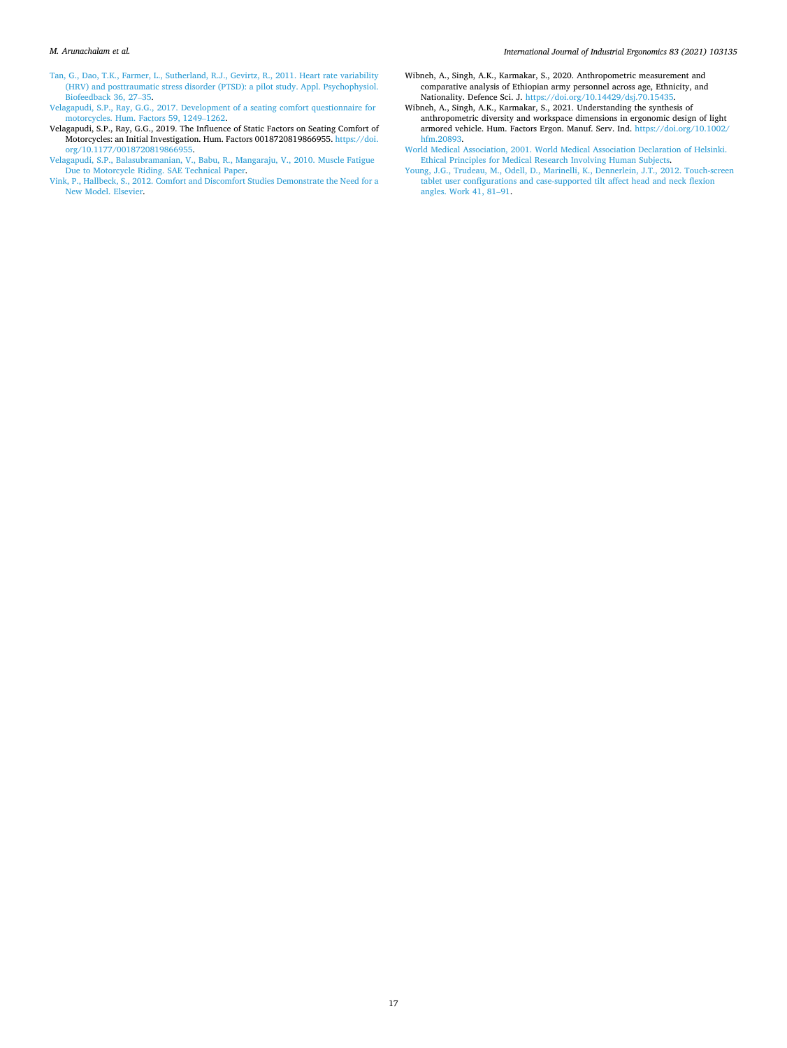Tan, G., Dao, T.K., Farmer, L., Sutherland, R.J., Gevirtz, R., 2011. Heart rate variability (HRV) and posttraumatic stress disorder (PTSD): a pilot study. Appl. Psychophysiol. Biofeedback 36, 27–35.

Velagapudi, S.P., Ray, G.G., 2017. Development of a seating comfort questionnaire for motorcycles. Hum. Factors 59, 1249–1262.

Velagapudi, S.P., Ray, G.G., 2019. The Influence of Static Factors on Seating Comfort of Motorcycles: an Initial Investigation. Hum. Factors 0018720819866955. https://doi.org/10.1177/0018720819866955.

Velagapudi, S.P., Balasubramanian, V., Babu, R., Mangaraju, V., 2010. Muscle Fatigue Due to Motorcycle Riding. SAE Technical Paper.

Vink, P., Hallbeck, S., 2012. Comfort and Discomfort Studies Demonstrate the Need for a New Model. Elsevier.

Wibneh, A., Singh, A.K., Karmakar, S., 2020. Anthropometric measurement and comparative analysis of Ethiopian army personnel across age, Ethnicity, and Nationality. Defence Sci. J. https://doi.org/10.14429/dsj.70.15435.

Wibneh, A., Singh, A.K., Karmakar, S., 2021. Understanding the synthesis of anthropometric diversity and workspace dimensions in ergonomic design of light armored vehicle. Hum. Factors Ergon. Manuf. Serv. Ind. https://doi.org/10.1002/hfm.20893.

World Medical Association, 2001. World Medical Association Declaration of Helsinki. Ethical Principles for Medical Research Involving Human Subjects.

Young, J.G., Trudeau, M., Odell, D., Marinelli, K., Dennerlein, J.T., 2012. Touch-screen tablet user configurations and case-supported tilt affect head and neck flexion angles. Work 41, 81–91.